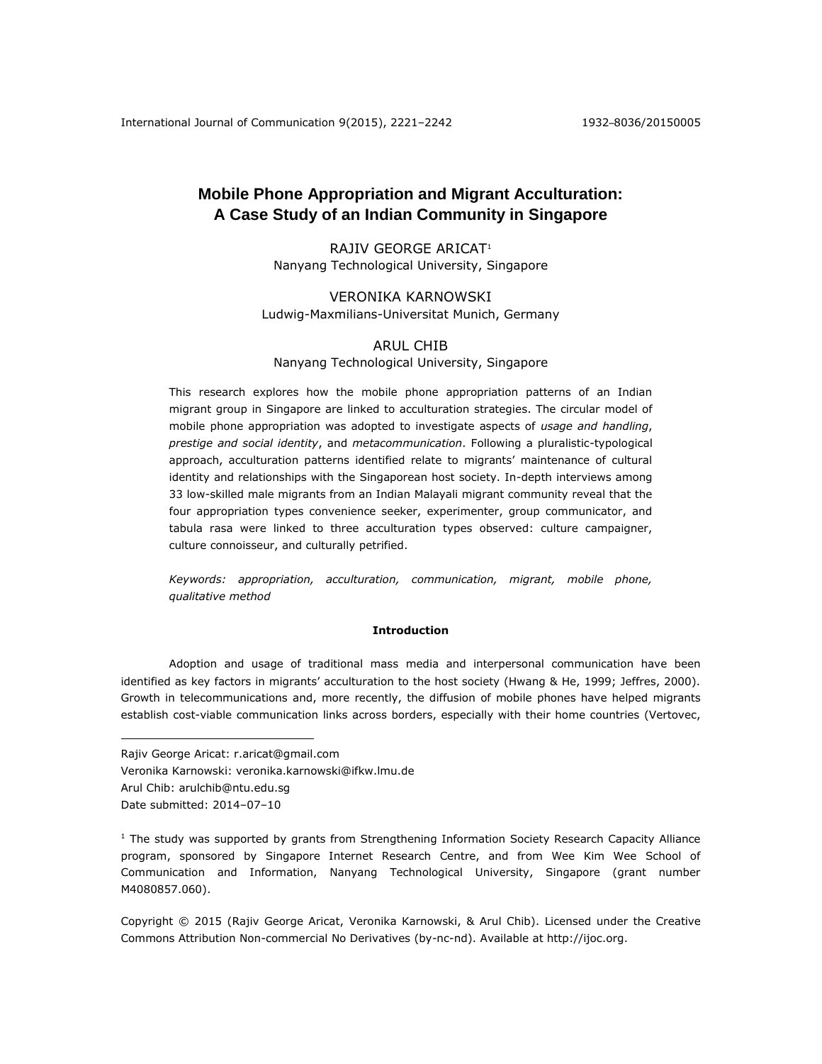# Mobile Phone Appropriation and Migrant Acculturation: A Case Study of an Indian Community in Singapore

RAJIV GEORGE ARICAT[1]
Nanyang Technological University, Singapore

VERONIKA KARNOWSKI
Ludwig-Maxmilians-Universitat Munich, Germany

ARUL CHIB
Nanyang Technological University, Singapore

This research explores how the mobile phone appropriation patterns of an Indian migrant group in Singapore are linked to acculturation strategies. The circular model of mobile phone appropriation was adopted to investigate aspects of *usage and handling*, *prestige and social identity*, and *metacommunication*. Following a pluralistic-typological approach, acculturation patterns identified relate to migrants' maintenance of cultural identity and relationships with the Singaporean host society. In-depth interviews among 33 low-skilled male migrants from an Indian Malayali migrant community reveal that the four appropriation types convenience seeker, experimenter, group communicator, and tabula rasa were linked to three acculturation types observed: culture campaigner, culture connoisseur, and culturally petrified.

*Keywords: appropriation, acculturation, communication, migrant, mobile phone, qualitative method*

## Introduction

Adoption and usage of traditional mass media and interpersonal communication have been identified as key factors in migrants' acculturation to the host society (Hwang & He, 1999; Jeffres, 2000). Growth in telecommunications and, more recently, the diffusion of mobile phones have helped migrants establish cost-viable communication links across borders, especially with their home countries (Vertovec,

---

Rajiv George Aricat: r.aricat@gmail.com
Veronika Karnowski: veronika.karnowski@ifkw.lmu.de
Arul Chib: arulchib@ntu.edu.sg
Date submitted: 2014–07–10

[1] The study was supported by grants from Strengthening Information Society Research Capacity Alliance program, sponsored by Singapore Internet Research Centre, and from Wee Kim Wee School of Communication and Information, Nanyang Technological University, Singapore (grant number M4080857.060).

Copyright © 2015 (Rajiv George Aricat, Veronika Karnowski, & Arul Chib). Licensed under the Creative Commons Attribution Non-commercial No Derivatives (by-nc-nd). Available at http://ijoc.org.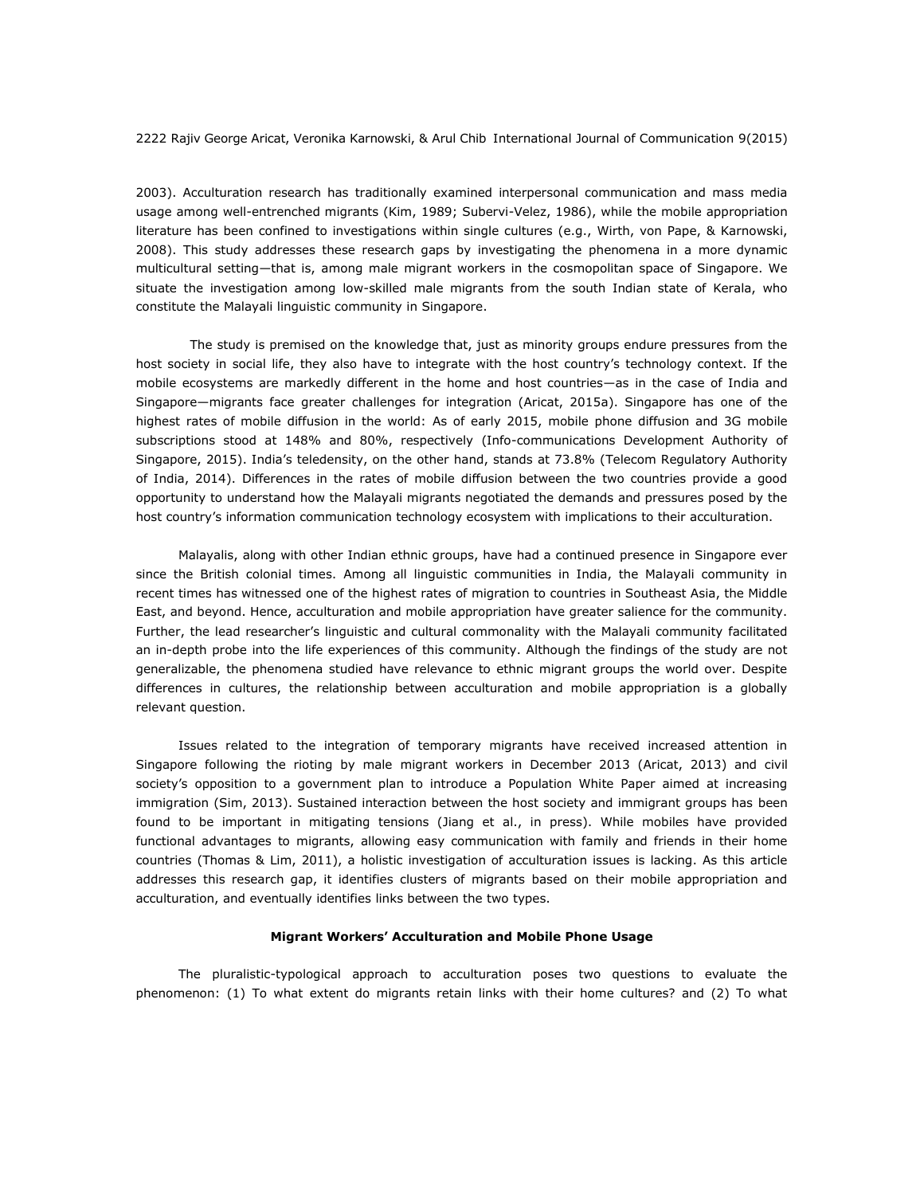2003). Acculturation research has traditionally examined interpersonal communication and mass media usage among well-entrenched migrants (Kim, 1989; Subervi-Velez, 1986), while the mobile appropriation literature has been confined to investigations within single cultures (e.g., Wirth, von Pape, & Karnowski, 2008). This study addresses these research gaps by investigating the phenomena in a more dynamic multicultural setting—that is, among male migrant workers in the cosmopolitan space of Singapore. We situate the investigation among low-skilled male migrants from the south Indian state of Kerala, who constitute the Malayali linguistic community in Singapore.

The study is premised on the knowledge that, just as minority groups endure pressures from the host society in social life, they also have to integrate with the host country's technology context. If the mobile ecosystems are markedly different in the home and host countries—as in the case of India and Singapore—migrants face greater challenges for integration (Aricat, 2015a). Singapore has one of the highest rates of mobile diffusion in the world: As of early 2015, mobile phone diffusion and 3G mobile subscriptions stood at 148% and 80%, respectively (Info-communications Development Authority of Singapore, 2015). India's teledensity, on the other hand, stands at 73.8% (Telecom Regulatory Authority of India, 2014). Differences in the rates of mobile diffusion between the two countries provide a good opportunity to understand how the Malayali migrants negotiated the demands and pressures posed by the host country's information communication technology ecosystem with implications to their acculturation.

Malayalis, along with other Indian ethnic groups, have had a continued presence in Singapore ever since the British colonial times. Among all linguistic communities in India, the Malayali community in recent times has witnessed one of the highest rates of migration to countries in Southeast Asia, the Middle East, and beyond. Hence, acculturation and mobile appropriation have greater salience for the community. Further, the lead researcher's linguistic and cultural commonality with the Malayali community facilitated an in-depth probe into the life experiences of this community. Although the findings of the study are not generalizable, the phenomena studied have relevance to ethnic migrant groups the world over. Despite differences in cultures, the relationship between acculturation and mobile appropriation is a globally relevant question.

Issues related to the integration of temporary migrants have received increased attention in Singapore following the rioting by male migrant workers in December 2013 (Aricat, 2013) and civil society's opposition to a government plan to introduce a Population White Paper aimed at increasing immigration (Sim, 2013). Sustained interaction between the host society and immigrant groups has been found to be important in mitigating tensions (Jiang et al., in press). While mobiles have provided functional advantages to migrants, allowing easy communication with family and friends in their home countries (Thomas & Lim, 2011), a holistic investigation of acculturation issues is lacking. As this article addresses this research gap, it identifies clusters of migrants based on their mobile appropriation and acculturation, and eventually identifies links between the two types.

## Migrant Workers' Acculturation and Mobile Phone Usage

The pluralistic-typological approach to acculturation poses two questions to evaluate the phenomenon: (1) To what extent do migrants retain links with their home cultures? and (2) To what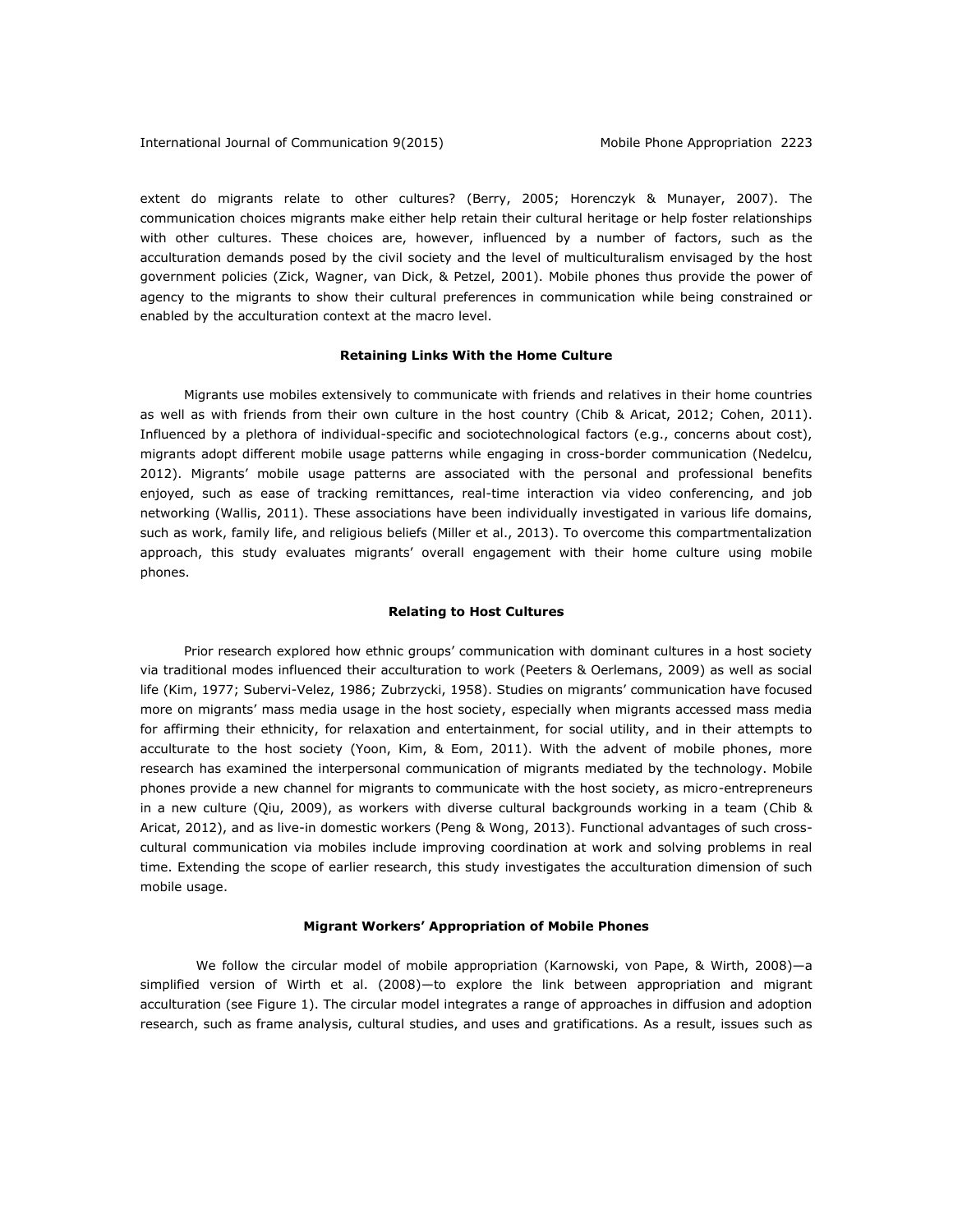extent do migrants relate to other cultures? (Berry, 2005; Horenczyk & Munayer, 2007). The communication choices migrants make either help retain their cultural heritage or help foster relationships with other cultures. These choices are, however, influenced by a number of factors, such as the acculturation demands posed by the civil society and the level of multiculturalism envisaged by the host government policies (Zick, Wagner, van Dick, & Petzel, 2001). Mobile phones thus provide the power of agency to the migrants to show their cultural preferences in communication while being constrained or enabled by the acculturation context at the macro level.

## Retaining Links With the Home Culture

Migrants use mobiles extensively to communicate with friends and relatives in their home countries as well as with friends from their own culture in the host country (Chib & Aricat, 2012; Cohen, 2011). Influenced by a plethora of individual-specific and sociotechnological factors (e.g., concerns about cost), migrants adopt different mobile usage patterns while engaging in cross-border communication (Nedelcu, 2012). Migrants' mobile usage patterns are associated with the personal and professional benefits enjoyed, such as ease of tracking remittances, real-time interaction via video conferencing, and job networking (Wallis, 2011). These associations have been individually investigated in various life domains, such as work, family life, and religious beliefs (Miller et al., 2013). To overcome this compartmentalization approach, this study evaluates migrants' overall engagement with their home culture using mobile phones.

## Relating to Host Cultures

Prior research explored how ethnic groups' communication with dominant cultures in a host society via traditional modes influenced their acculturation to work (Peeters & Oerlemans, 2009) as well as social life (Kim, 1977; Subervi-Velez, 1986; Zubrzycki, 1958). Studies on migrants' communication have focused more on migrants' mass media usage in the host society, especially when migrants accessed mass media for affirming their ethnicity, for relaxation and entertainment, for social utility, and in their attempts to acculturate to the host society (Yoon, Kim, & Eom, 2011). With the advent of mobile phones, more research has examined the interpersonal communication of migrants mediated by the technology. Mobile phones provide a new channel for migrants to communicate with the host society, as micro-entrepreneurs in a new culture (Qiu, 2009), as workers with diverse cultural backgrounds working in a team (Chib & Aricat, 2012), and as live-in domestic workers (Peng & Wong, 2013). Functional advantages of such cross-cultural communication via mobiles include improving coordination at work and solving problems in real time. Extending the scope of earlier research, this study investigates the acculturation dimension of such mobile usage.

## Migrant Workers' Appropriation of Mobile Phones

We follow the circular model of mobile appropriation (Karnowski, von Pape, & Wirth, 2008)—a simplified version of Wirth et al. (2008)—to explore the link between appropriation and migrant acculturation (see Figure 1). The circular model integrates a range of approaches in diffusion and adoption research, such as frame analysis, cultural studies, and uses and gratifications. As a result, issues such as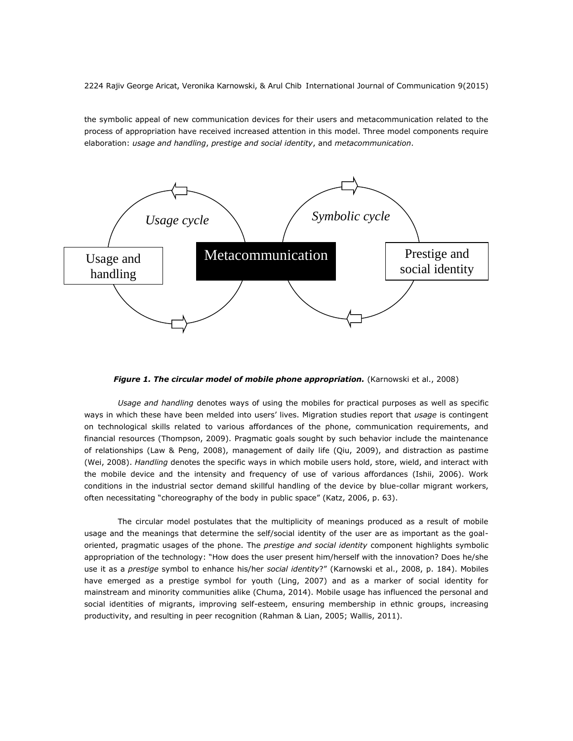the symbolic appeal of new communication devices for their users and metacommunication related to the process of appropriation have received increased attention in this model. Three model components require elaboration: *usage and handling*, *prestige and social identity*, and *metacommunication*.

***Figure 1. The circular model of mobile phone appropriation.*** (Karnowski et al., 2008)

*Usage and handling* denotes ways of using the mobiles for practical purposes as well as specific ways in which these have been melded into users' lives. Migration studies report that *usage* is contingent on technological skills related to various affordances of the phone, communication requirements, and financial resources (Thompson, 2009). Pragmatic goals sought by such behavior include the maintenance of relationships (Law & Peng, 2008), management of daily life (Qiu, 2009), and distraction as pastime (Wei, 2008). *Handling* denotes the specific ways in which mobile users hold, store, wield, and interact with the mobile device and the intensity and frequency of use of various affordances (Ishii, 2006). Work conditions in the industrial sector demand skillful handling of the device by blue-collar migrant workers, often necessitating "choreography of the body in public space" (Katz, 2006, p. 63).

The circular model postulates that the multiplicity of meanings produced as a result of mobile usage and the meanings that determine the self/social identity of the user are as important as the goal-oriented, pragmatic usages of the phone. The *prestige and social identity* component highlights symbolic appropriation of the technology: "How does the user present him/herself with the innovation? Does he/she use it as a *prestige* symbol to enhance his/her *social identity*?" (Karnowski et al., 2008, p. 184). Mobiles have emerged as a prestige symbol for youth (Ling, 2007) and as a marker of social identity for mainstream and minority communities alike (Chuma, 2014). Mobile usage has influenced the personal and social identities of migrants, improving self-esteem, ensuring membership in ethnic groups, increasing productivity, and resulting in peer recognition (Rahman & Lian, 2005; Wallis, 2011).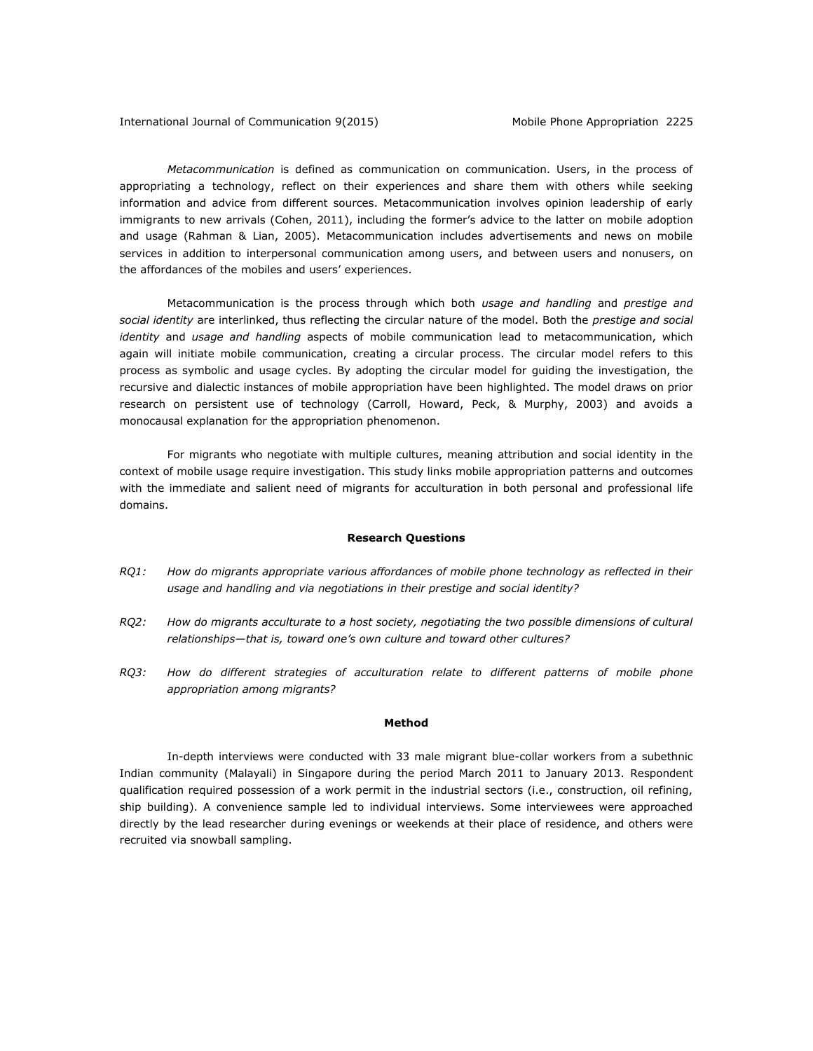*Metacommunication* is defined as communication on communication. Users, in the process of appropriating a technology, reflect on their experiences and share them with others while seeking information and advice from different sources. Metacommunication involves opinion leadership of early immigrants to new arrivals (Cohen, 2011), including the former's advice to the latter on mobile adoption and usage (Rahman & Lian, 2005). Metacommunication includes advertisements and news on mobile services in addition to interpersonal communication among users, and between users and nonusers, on the affordances of the mobiles and users' experiences.

Metacommunication is the process through which both *usage and handling* and *prestige and social identity* are interlinked, thus reflecting the circular nature of the model. Both the *prestige and social identity* and *usage and handling* aspects of mobile communication lead to metacommunication, which again will initiate mobile communication, creating a circular process. The circular model refers to this process as symbolic and usage cycles. By adopting the circular model for guiding the investigation, the recursive and dialectic instances of mobile appropriation have been highlighted. The model draws on prior research on persistent use of technology (Carroll, Howard, Peck, & Murphy, 2003) and avoids a monocausal explanation for the appropriation phenomenon.

For migrants who negotiate with multiple cultures, meaning attribution and social identity in the context of mobile usage require investigation. This study links mobile appropriation patterns and outcomes with the immediate and salient need of migrants for acculturation in both personal and professional life domains.

## Research Questions

*RQ1: How do migrants appropriate various affordances of mobile phone technology as reflected in their usage and handling and via negotiations in their prestige and social identity?*

*RQ2: How do migrants acculturate to a host society, negotiating the two possible dimensions of cultural relationships—that is, toward one's own culture and toward other cultures?*

*RQ3: How do different strategies of acculturation relate to different patterns of mobile phone appropriation among migrants?*

## Method

In-depth interviews were conducted with 33 male migrant blue-collar workers from a subethnic Indian community (Malayali) in Singapore during the period March 2011 to January 2013. Respondent qualification required possession of a work permit in the industrial sectors (i.e., construction, oil refining, ship building). A convenience sample led to individual interviews. Some interviewees were approached directly by the lead researcher during evenings or weekends at their place of residence, and others were recruited via snowball sampling.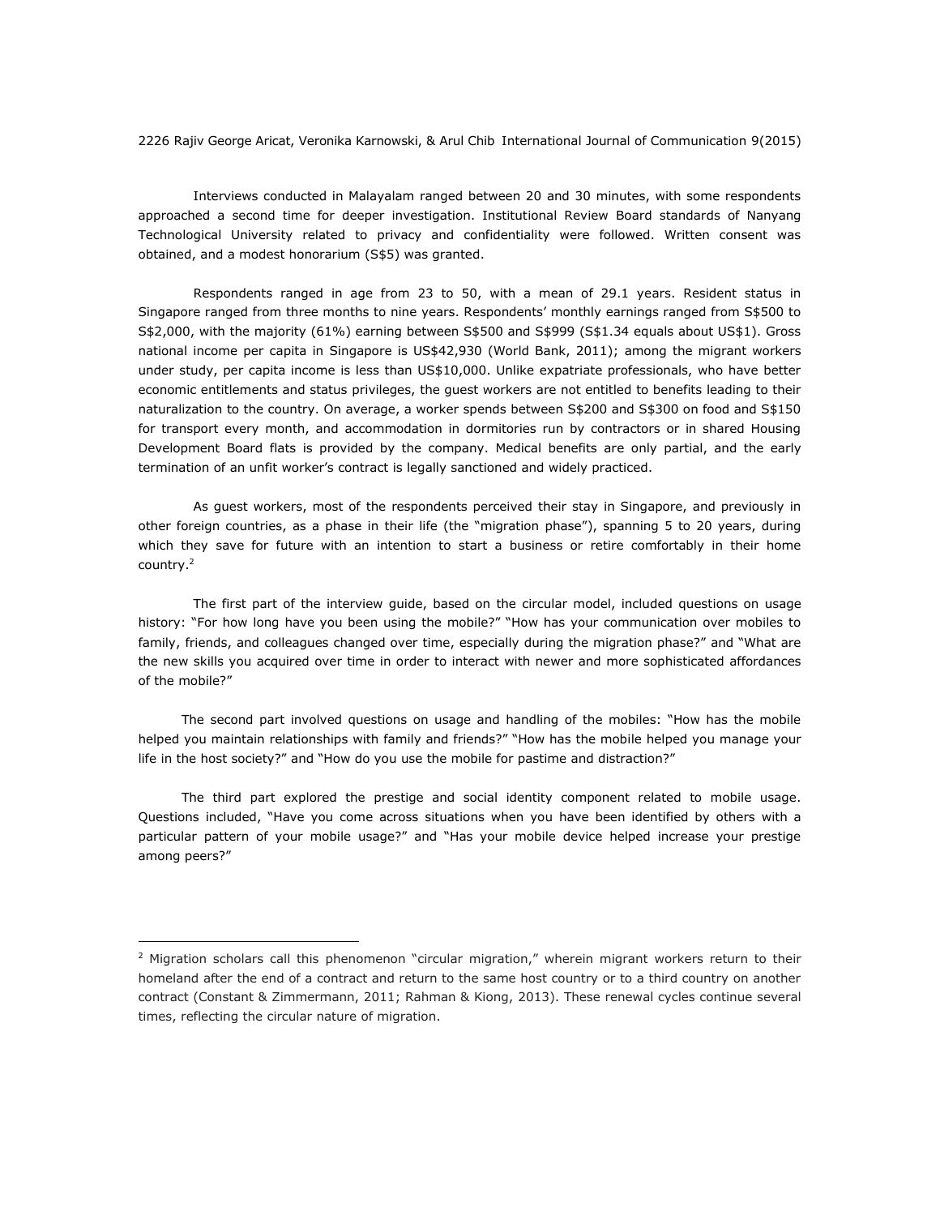Interviews conducted in Malayalam ranged between 20 and 30 minutes, with some respondents approached a second time for deeper investigation. Institutional Review Board standards of Nanyang Technological University related to privacy and confidentiality were followed. Written consent was obtained, and a modest honorarium (S$5) was granted.

Respondents ranged in age from 23 to 50, with a mean of 29.1 years. Resident status in Singapore ranged from three months to nine years. Respondents' monthly earnings ranged from S$500 to S$2,000, with the majority (61%) earning between S$500 and S$999 (S$1.34 equals about US$1). Gross national income per capita in Singapore is US$42,930 (World Bank, 2011); among the migrant workers under study, per capita income is less than US$10,000. Unlike expatriate professionals, who have better economic entitlements and status privileges, the guest workers are not entitled to benefits leading to their naturalization to the country. On average, a worker spends between S$200 and S$300 on food and S$150 for transport every month, and accommodation in dormitories run by contractors or in shared Housing Development Board flats is provided by the company. Medical benefits are only partial, and the early termination of an unfit worker's contract is legally sanctioned and widely practiced.

As guest workers, most of the respondents perceived their stay in Singapore, and previously in other foreign countries, as a phase in their life (the "migration phase"), spanning 5 to 20 years, during which they save for future with an intention to start a business or retire comfortably in their home country.[2]

The first part of the interview guide, based on the circular model, included questions on usage history: "For how long have you been using the mobile?" "How has your communication over mobiles to family, friends, and colleagues changed over time, especially during the migration phase?" and "What are the new skills you acquired over time in order to interact with newer and more sophisticated affordances of the mobile?"

The second part involved questions on usage and handling of the mobiles: "How has the mobile helped you maintain relationships with family and friends?" "How has the mobile helped you manage your life in the host society?" and "How do you use the mobile for pastime and distraction?"

The third part explored the prestige and social identity component related to mobile usage. Questions included, "Have you come across situations when you have been identified by others with a particular pattern of your mobile usage?" and "Has your mobile device helped increase your prestige among peers?"

---

[2] Migration scholars call this phenomenon "circular migration," wherein migrant workers return to their homeland after the end of a contract and return to the same host country or to a third country on another contract (Constant & Zimmermann, 2011; Rahman & Kiong, 2013). These renewal cycles continue several times, reflecting the circular nature of migration.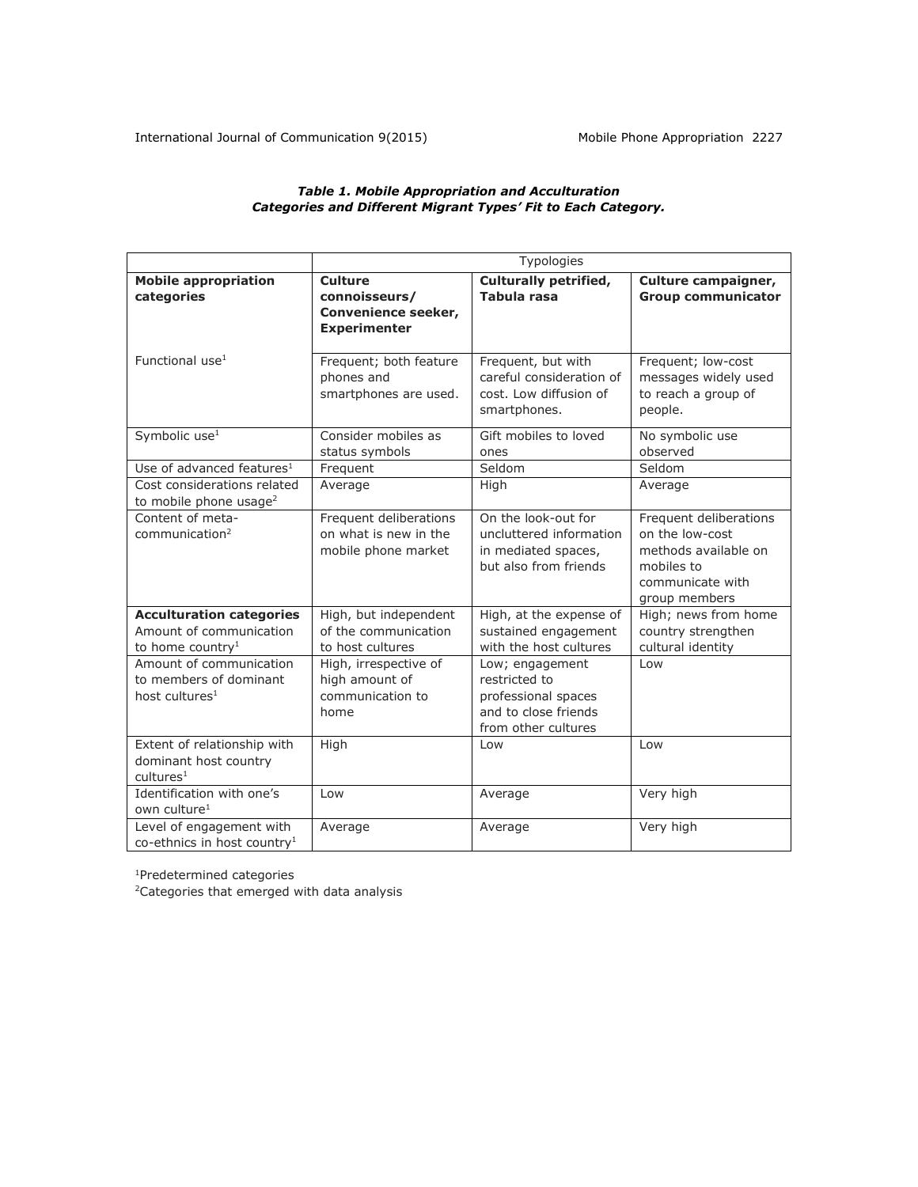***Table 1. Mobile Appropriation and Acculturation Categories and Different Migrant Types' Fit to Each Category.***

| | Typologies | | |
|---|---|---|---|
| **Mobile appropriation categories** | **Culture connoisseurs/ Convenience seeker, Experimenter** | **Culturally petrified, Tabula rasa** | **Culture campaigner, Group communicator** |
| Functional use[1] | Frequent; both feature phones and smartphones are used. | Frequent, but with careful consideration of cost. Low diffusion of smartphones. | Frequent; low-cost messages widely used to reach a group of people. |
| Symbolic use[1] | Consider mobiles as status symbols | Gift mobiles to loved ones | No symbolic use observed |
| Use of advanced features[1] | Frequent | Seldom | Seldom |
| Cost considerations related to mobile phone usage[2] | Average | High | Average |
| Content of meta-communication[2] | Frequent deliberations on what is new in the mobile phone market | On the look-out for uncluttered information in mediated spaces, but also from friends | Frequent deliberations on the low-cost methods available on mobiles to communicate with group members |
| **Acculturation categories** Amount of communication to home country[1] | High, but independent of the communication to host cultures | High, at the expense of sustained engagement with the host cultures | High; news from home country strengthen cultural identity |
| Amount of communication to members of dominant host cultures[1] | High, irrespective of high amount of communication to home | Low; engagement restricted to professional spaces and to close friends from other cultures | Low |
| Extent of relationship with dominant host country cultures[1] | High | Low | Low |
| Identification with one's own culture[1] | Low | Average | Very high |
| Level of engagement with co-ethnics in host country[1] | Average | Average | Very high |

[1]Predetermined categories
[2]Categories that emerged with data analysis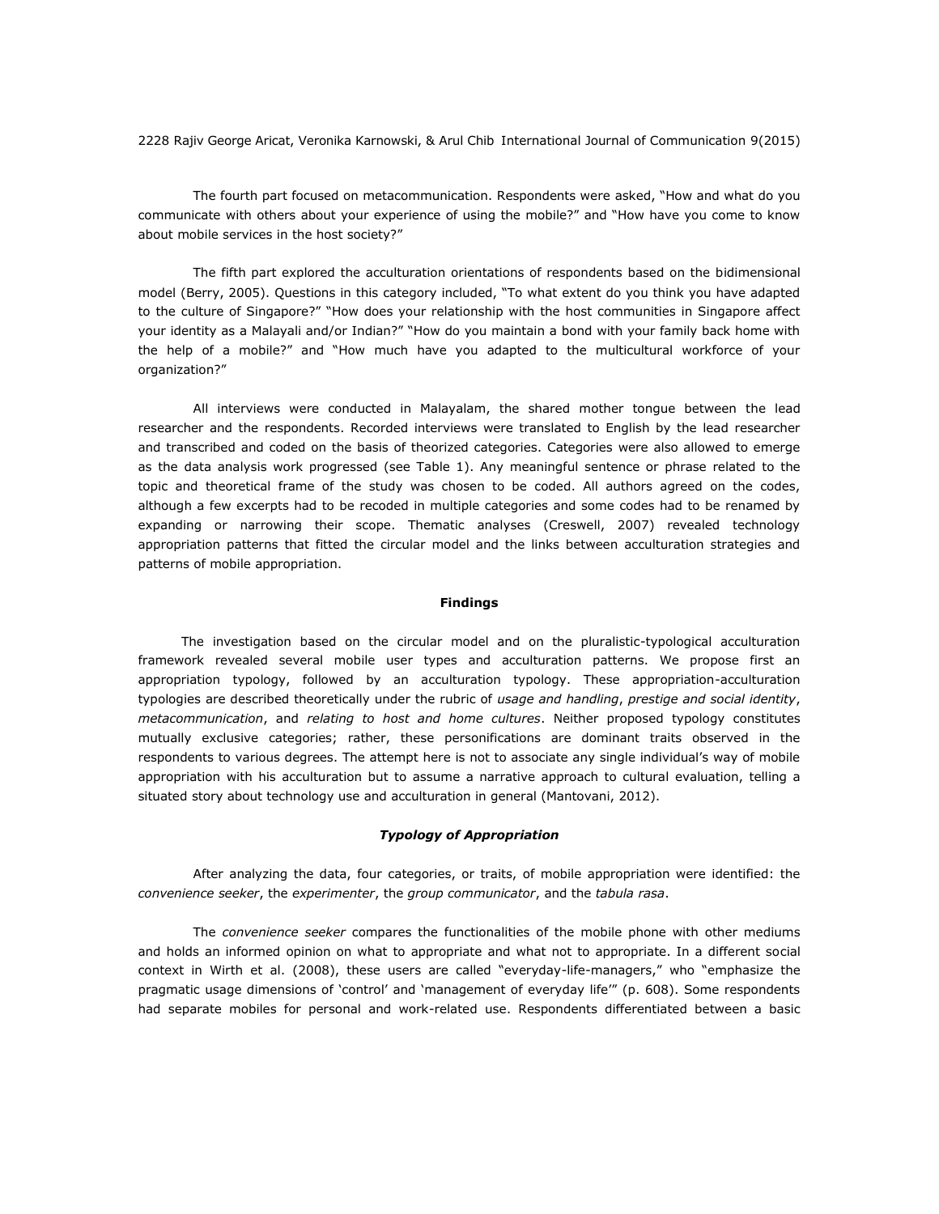The fourth part focused on metacommunication. Respondents were asked, "How and what do you communicate with others about your experience of using the mobile?" and "How have you come to know about mobile services in the host society?"

The fifth part explored the acculturation orientations of respondents based on the bidimensional model (Berry, 2005). Questions in this category included, "To what extent do you think you have adapted to the culture of Singapore?" "How does your relationship with the host communities in Singapore affect your identity as a Malayali and/or Indian?" "How do you maintain a bond with your family back home with the help of a mobile?" and "How much have you adapted to the multicultural workforce of your organization?"

All interviews were conducted in Malayalam, the shared mother tongue between the lead researcher and the respondents. Recorded interviews were translated to English by the lead researcher and transcribed and coded on the basis of theorized categories. Categories were also allowed to emerge as the data analysis work progressed (see Table 1). Any meaningful sentence or phrase related to the topic and theoretical frame of the study was chosen to be coded. All authors agreed on the codes, although a few excerpts had to be recoded in multiple categories and some codes had to be renamed by expanding or narrowing their scope. Thematic analyses (Creswell, 2007) revealed technology appropriation patterns that fitted the circular model and the links between acculturation strategies and patterns of mobile appropriation.

## Findings

The investigation based on the circular model and on the pluralistic-typological acculturation framework revealed several mobile user types and acculturation patterns. We propose first an appropriation typology, followed by an acculturation typology. These appropriation-acculturation typologies are described theoretically under the rubric of *usage and handling*, *prestige and social identity*, *metacommunication*, and *relating to host and home cultures*. Neither proposed typology constitutes mutually exclusive categories; rather, these personifications are dominant traits observed in the respondents to various degrees. The attempt here is not to associate any single individual's way of mobile appropriation with his acculturation but to assume a narrative approach to cultural evaluation, telling a situated story about technology use and acculturation in general (Mantovani, 2012).

### *Typology of Appropriation*

After analyzing the data, four categories, or traits, of mobile appropriation were identified: the *convenience seeker*, the *experimenter*, the *group communicator*, and the *tabula rasa*.

The *convenience seeker* compares the functionalities of the mobile phone with other mediums and holds an informed opinion on what to appropriate and what not to appropriate. In a different social context in Wirth et al. (2008), these users are called "everyday-life-managers," who "emphasize the pragmatic usage dimensions of 'control' and 'management of everyday life'" (p. 608). Some respondents had separate mobiles for personal and work-related use. Respondents differentiated between a basic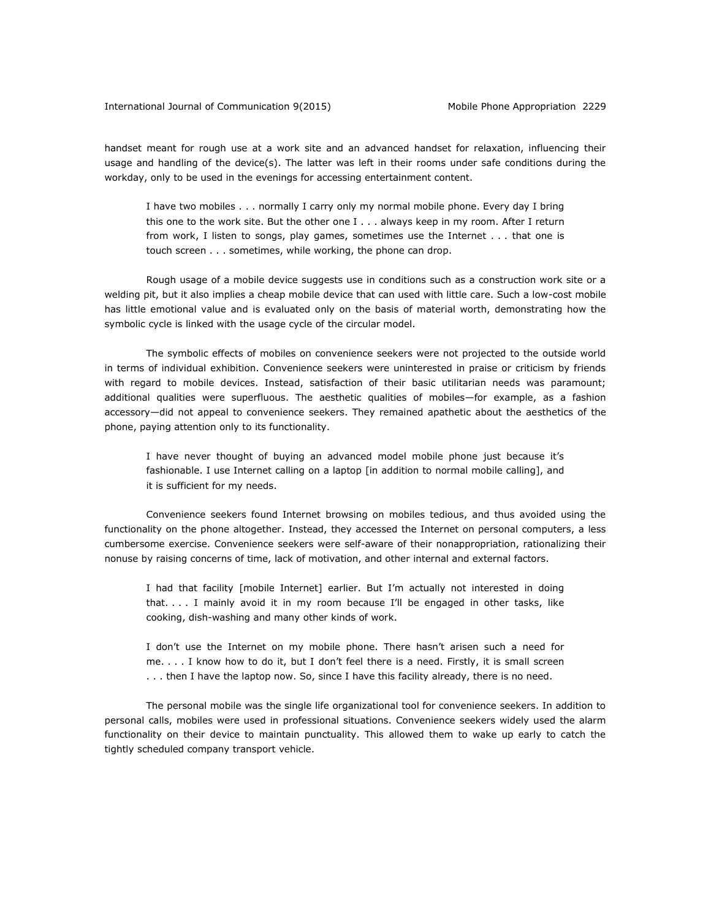handset meant for rough use at a work site and an advanced handset for relaxation, influencing their usage and handling of the device(s). The latter was left in their rooms under safe conditions during the workday, only to be used in the evenings for accessing entertainment content.

> I have two mobiles . . . normally I carry only my normal mobile phone. Every day I bring this one to the work site. But the other one I . . . always keep in my room. After I return from work, I listen to songs, play games, sometimes use the Internet . . . that one is touch screen . . . sometimes, while working, the phone can drop.

Rough usage of a mobile device suggests use in conditions such as a construction work site or a welding pit, but it also implies a cheap mobile device that can used with little care. Such a low-cost mobile has little emotional value and is evaluated only on the basis of material worth, demonstrating how the symbolic cycle is linked with the usage cycle of the circular model.

The symbolic effects of mobiles on convenience seekers were not projected to the outside world in terms of individual exhibition. Convenience seekers were uninterested in praise or criticism by friends with regard to mobile devices. Instead, satisfaction of their basic utilitarian needs was paramount; additional qualities were superfluous. The aesthetic qualities of mobiles—for example, as a fashion accessory—did not appeal to convenience seekers. They remained apathetic about the aesthetics of the phone, paying attention only to its functionality.

> I have never thought of buying an advanced model mobile phone just because it's fashionable. I use Internet calling on a laptop [in addition to normal mobile calling], and it is sufficient for my needs.

Convenience seekers found Internet browsing on mobiles tedious, and thus avoided using the functionality on the phone altogether. Instead, they accessed the Internet on personal computers, a less cumbersome exercise. Convenience seekers were self-aware of their nonappropriation, rationalizing their nonuse by raising concerns of time, lack of motivation, and other internal and external factors.

> I had that facility [mobile Internet] earlier. But I'm actually not interested in doing that. . . . I mainly avoid it in my room because I'll be engaged in other tasks, like cooking, dish-washing and many other kinds of work.

> I don't use the Internet on my mobile phone. There hasn't arisen such a need for me. . . . I know how to do it, but I don't feel there is a need. Firstly, it is small screen . . . then I have the laptop now. So, since I have this facility already, there is no need.

The personal mobile was the single life organizational tool for convenience seekers. In addition to personal calls, mobiles were used in professional situations. Convenience seekers widely used the alarm functionality on their device to maintain punctuality. This allowed them to wake up early to catch the tightly scheduled company transport vehicle.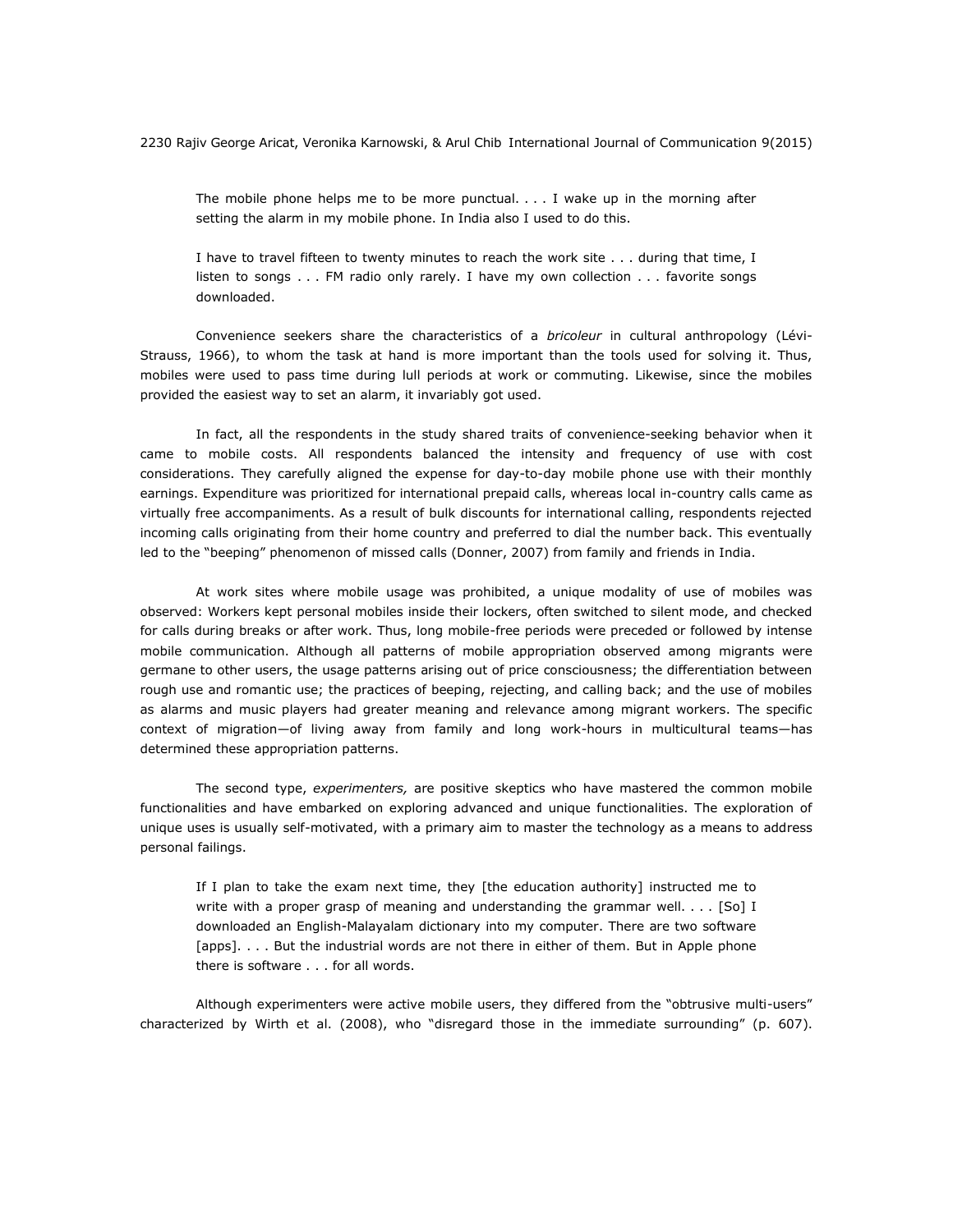> The mobile phone helps me to be more punctual. . . . I wake up in the morning after setting the alarm in my mobile phone. In India also I used to do this.
>
> I have to travel fifteen to twenty minutes to reach the work site . . . during that time, I listen to songs . . . FM radio only rarely. I have my own collection . . . favorite songs downloaded.

Convenience seekers share the characteristics of a *bricoleur* in cultural anthropology (Lévi-Strauss, 1966), to whom the task at hand is more important than the tools used for solving it. Thus, mobiles were used to pass time during lull periods at work or commuting. Likewise, since the mobiles provided the easiest way to set an alarm, it invariably got used.

In fact, all the respondents in the study shared traits of convenience-seeking behavior when it came to mobile costs. All respondents balanced the intensity and frequency of use with cost considerations. They carefully aligned the expense for day-to-day mobile phone use with their monthly earnings. Expenditure was prioritized for international prepaid calls, whereas local in-country calls came as virtually free accompaniments. As a result of bulk discounts for international calling, respondents rejected incoming calls originating from their home country and preferred to dial the number back. This eventually led to the "beeping" phenomenon of missed calls (Donner, 2007) from family and friends in India.

At work sites where mobile usage was prohibited, a unique modality of use of mobiles was observed: Workers kept personal mobiles inside their lockers, often switched to silent mode, and checked for calls during breaks or after work. Thus, long mobile-free periods were preceded or followed by intense mobile communication. Although all patterns of mobile appropriation observed among migrants were germane to other users, the usage patterns arising out of price consciousness; the differentiation between rough use and romantic use; the practices of beeping, rejecting, and calling back; and the use of mobiles as alarms and music players had greater meaning and relevance among migrant workers. The specific context of migration—of living away from family and long work-hours in multicultural teams—has determined these appropriation patterns.

The second type, *experimenters,* are positive skeptics who have mastered the common mobile functionalities and have embarked on exploring advanced and unique functionalities. The exploration of unique uses is usually self-motivated, with a primary aim to master the technology as a means to address personal failings.

> If I plan to take the exam next time, they [the education authority] instructed me to write with a proper grasp of meaning and understanding the grammar well. . . . [So] I downloaded an English-Malayalam dictionary into my computer. There are two software [apps]. . . . But the industrial words are not there in either of them. But in Apple phone there is software . . . for all words.

Although experimenters were active mobile users, they differed from the "obtrusive multi-users" characterized by Wirth et al. (2008), who "disregard those in the immediate surrounding" (p. 607).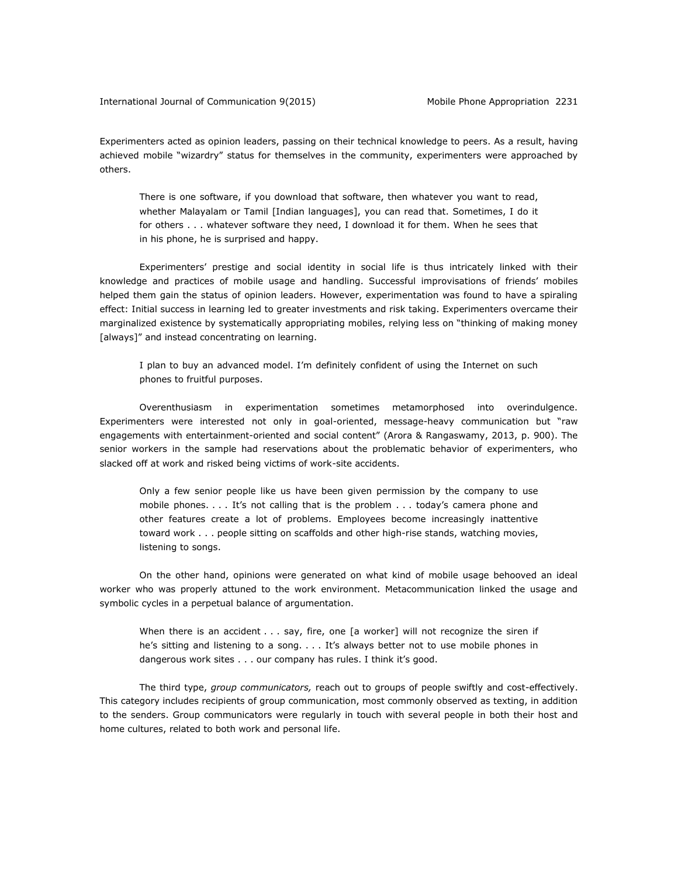Experimenters acted as opinion leaders, passing on their technical knowledge to peers. As a result, having achieved mobile "wizardry" status for themselves in the community, experimenters were approached by others.

> There is one software, if you download that software, then whatever you want to read, whether Malayalam or Tamil [Indian languages], you can read that. Sometimes, I do it for others . . . whatever software they need, I download it for them. When he sees that in his phone, he is surprised and happy.

Experimenters' prestige and social identity in social life is thus intricately linked with their knowledge and practices of mobile usage and handling. Successful improvisations of friends' mobiles helped them gain the status of opinion leaders. However, experimentation was found to have a spiraling effect: Initial success in learning led to greater investments and risk taking. Experimenters overcame their marginalized existence by systematically appropriating mobiles, relying less on "thinking of making money [always]" and instead concentrating on learning.

> I plan to buy an advanced model. I'm definitely confident of using the Internet on such phones to fruitful purposes.

Overenthusiasm in experimentation sometimes metamorphosed into overindulgence. Experimenters were interested not only in goal-oriented, message-heavy communication but "raw engagements with entertainment-oriented and social content" (Arora & Rangaswamy, 2013, p. 900). The senior workers in the sample had reservations about the problematic behavior of experimenters, who slacked off at work and risked being victims of work-site accidents.

> Only a few senior people like us have been given permission by the company to use mobile phones. . . . It's not calling that is the problem . . . today's camera phone and other features create a lot of problems. Employees become increasingly inattentive toward work . . . people sitting on scaffolds and other high-rise stands, watching movies, listening to songs.

On the other hand, opinions were generated on what kind of mobile usage behooved an ideal worker who was properly attuned to the work environment. Metacommunication linked the usage and symbolic cycles in a perpetual balance of argumentation.

> When there is an accident . . . say, fire, one [a worker] will not recognize the siren if he's sitting and listening to a song. . . . It's always better not to use mobile phones in dangerous work sites . . . our company has rules. I think it's good.

The third type, *group communicators,* reach out to groups of people swiftly and cost-effectively. This category includes recipients of group communication, most commonly observed as texting, in addition to the senders. Group communicators were regularly in touch with several people in both their host and home cultures, related to both work and personal life.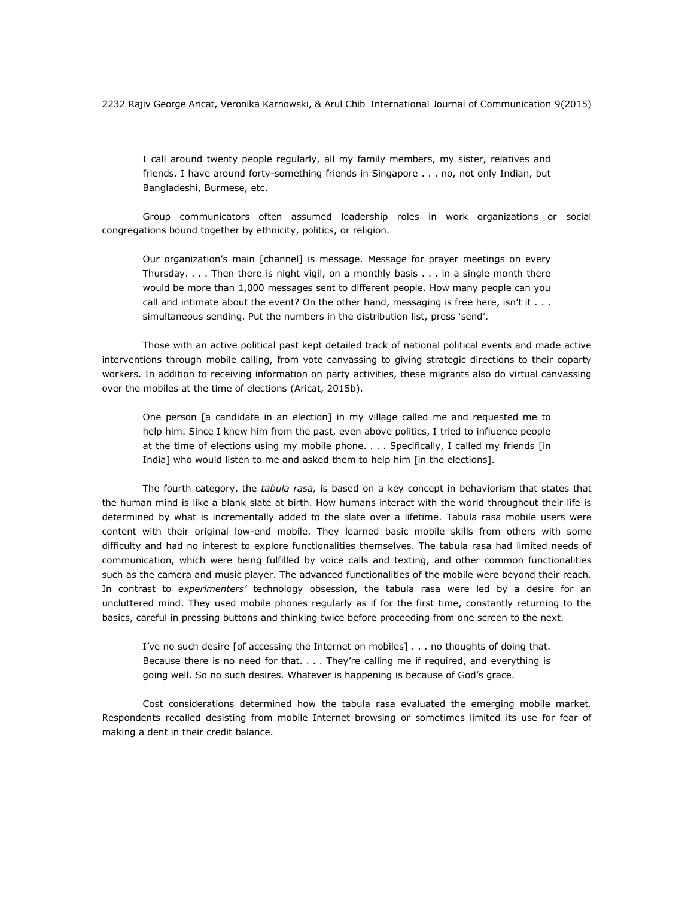> I call around twenty people regularly, all my family members, my sister, relatives and friends. I have around forty-something friends in Singapore . . . no, not only Indian, but Bangladeshi, Burmese, etc.

Group communicators often assumed leadership roles in work organizations or social congregations bound together by ethnicity, politics, or religion.

> Our organization's main [channel] is message. Message for prayer meetings on every Thursday. . . . Then there is night vigil, on a monthly basis . . . in a single month there would be more than 1,000 messages sent to different people. How many people can you call and intimate about the event? On the other hand, messaging is free here, isn't it . . . simultaneous sending. Put the numbers in the distribution list, press 'send'.

Those with an active political past kept detailed track of national political events and made active interventions through mobile calling, from vote canvassing to giving strategic directions to their coparty workers. In addition to receiving information on party activities, these migrants also do virtual canvassing over the mobiles at the time of elections (Aricat, 2015b).

> One person [a candidate in an election] in my village called me and requested me to help him. Since I knew him from the past, even above politics, I tried to influence people at the time of elections using my mobile phone. . . . Specifically, I called my friends [in India] who would listen to me and asked them to help him [in the elections].

The fourth category, the *tabula rasa,* is based on a key concept in behaviorism that states that the human mind is like a blank slate at birth. How humans interact with the world throughout their life is determined by what is incrementally added to the slate over a lifetime. Tabula rasa mobile users were content with their original low-end mobile. They learned basic mobile skills from others with some difficulty and had no interest to explore functionalities themselves. The tabula rasa had limited needs of communication, which were being fulfilled by voice calls and texting, and other common functionalities such as the camera and music player. The advanced functionalities of the mobile were beyond their reach. In contrast to *experimenters'* technology obsession, the tabula rasa were led by a desire for an uncluttered mind. They used mobile phones regularly as if for the first time, constantly returning to the basics, careful in pressing buttons and thinking twice before proceeding from one screen to the next.

> I've no such desire [of accessing the Internet on mobiles] . . . no thoughts of doing that. Because there is no need for that. . . . They're calling me if required, and everything is going well. So no such desires. Whatever is happening is because of God's grace.

Cost considerations determined how the tabula rasa evaluated the emerging mobile market. Respondents recalled desisting from mobile Internet browsing or sometimes limited its use for fear of making a dent in their credit balance.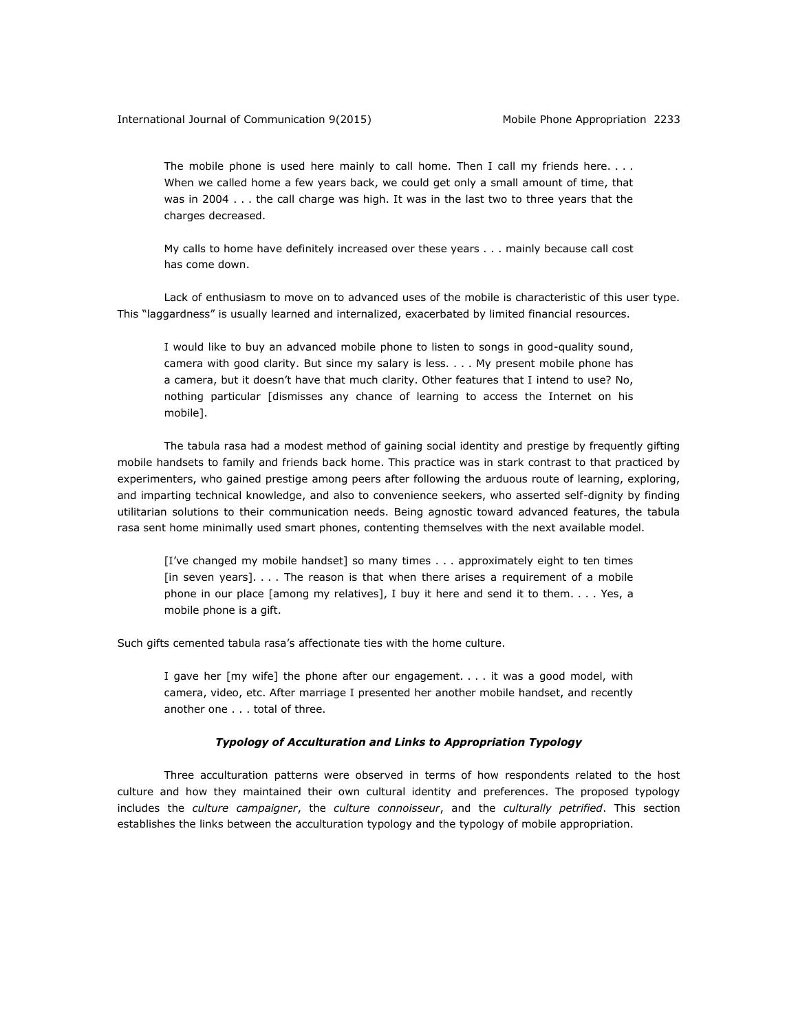> The mobile phone is used here mainly to call home. Then I call my friends here. . . . When we called home a few years back, we could get only a small amount of time, that was in 2004 . . . the call charge was high. It was in the last two to three years that the charges decreased.
>
> My calls to home have definitely increased over these years . . . mainly because call cost has come down.

Lack of enthusiasm to move on to advanced uses of the mobile is characteristic of this user type. This "laggardness" is usually learned and internalized, exacerbated by limited financial resources.

> I would like to buy an advanced mobile phone to listen to songs in good-quality sound, camera with good clarity. But since my salary is less. . . . My present mobile phone has a camera, but it doesn't have that much clarity. Other features that I intend to use? No, nothing particular [dismisses any chance of learning to access the Internet on his mobile].

The tabula rasa had a modest method of gaining social identity and prestige by frequently gifting mobile handsets to family and friends back home. This practice was in stark contrast to that practiced by experimenters, who gained prestige among peers after following the arduous route of learning, exploring, and imparting technical knowledge, and also to convenience seekers, who asserted self-dignity by finding utilitarian solutions to their communication needs. Being agnostic toward advanced features, the tabula rasa sent home minimally used smart phones, contenting themselves with the next available model.

> [I've changed my mobile handset] so many times . . . approximately eight to ten times [in seven years]. . . . The reason is that when there arises a requirement of a mobile phone in our place [among my relatives], I buy it here and send it to them. . . . Yes, a mobile phone is a gift.

Such gifts cemented tabula rasa's affectionate ties with the home culture.

> I gave her [my wife] the phone after our engagement. . . . it was a good model, with camera, video, etc. After marriage I presented her another mobile handset, and recently another one . . . total of three.

### *Typology of Acculturation and Links to Appropriation Typology*

Three acculturation patterns were observed in terms of how respondents related to the host culture and how they maintained their own cultural identity and preferences. The proposed typology includes the *culture campaigner*, the *culture connoisseur*, and the *culturally petrified*. This section establishes the links between the acculturation typology and the typology of mobile appropriation.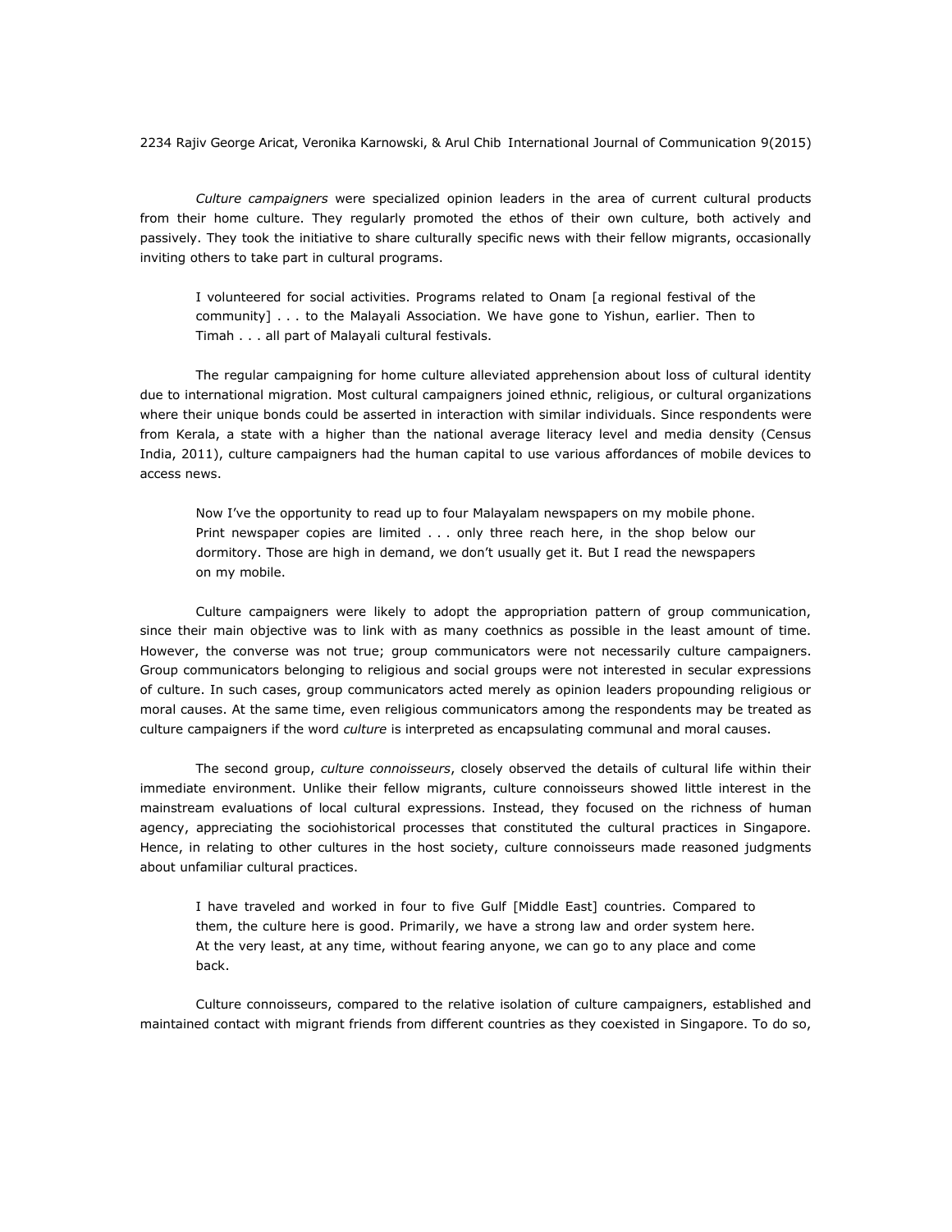*Culture campaigners* were specialized opinion leaders in the area of current cultural products from their home culture. They regularly promoted the ethos of their own culture, both actively and passively. They took the initiative to share culturally specific news with their fellow migrants, occasionally inviting others to take part in cultural programs.

> I volunteered for social activities. Programs related to Onam [a regional festival of the community] . . . to the Malayali Association. We have gone to Yishun, earlier. Then to Timah . . . all part of Malayali cultural festivals.

The regular campaigning for home culture alleviated apprehension about loss of cultural identity due to international migration. Most cultural campaigners joined ethnic, religious, or cultural organizations where their unique bonds could be asserted in interaction with similar individuals. Since respondents were from Kerala, a state with a higher than the national average literacy level and media density (Census India, 2011), culture campaigners had the human capital to use various affordances of mobile devices to access news.

> Now I've the opportunity to read up to four Malayalam newspapers on my mobile phone. Print newspaper copies are limited . . . only three reach here, in the shop below our dormitory. Those are high in demand, we don't usually get it. But I read the newspapers on my mobile.

Culture campaigners were likely to adopt the appropriation pattern of group communication, since their main objective was to link with as many coethnics as possible in the least amount of time. However, the converse was not true; group communicators were not necessarily culture campaigners. Group communicators belonging to religious and social groups were not interested in secular expressions of culture. In such cases, group communicators acted merely as opinion leaders propounding religious or moral causes. At the same time, even religious communicators among the respondents may be treated as culture campaigners if the word *culture* is interpreted as encapsulating communal and moral causes.

The second group, *culture connoisseurs*, closely observed the details of cultural life within their immediate environment. Unlike their fellow migrants, culture connoisseurs showed little interest in the mainstream evaluations of local cultural expressions. Instead, they focused on the richness of human agency, appreciating the sociohistorical processes that constituted the cultural practices in Singapore. Hence, in relating to other cultures in the host society, culture connoisseurs made reasoned judgments about unfamiliar cultural practices.

> I have traveled and worked in four to five Gulf [Middle East] countries. Compared to them, the culture here is good. Primarily, we have a strong law and order system here. At the very least, at any time, without fearing anyone, we can go to any place and come back.

Culture connoisseurs, compared to the relative isolation of culture campaigners, established and maintained contact with migrant friends from different countries as they coexisted in Singapore. To do so,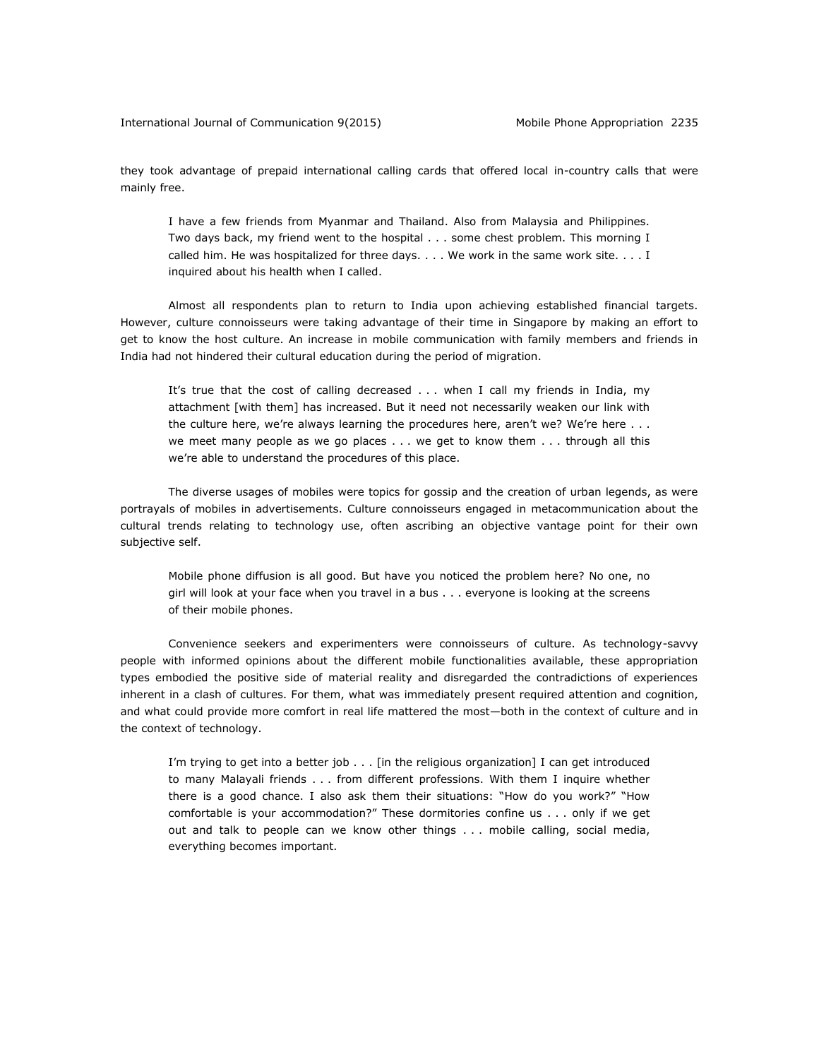they took advantage of prepaid international calling cards that offered local in-country calls that were mainly free.

> I have a few friends from Myanmar and Thailand. Also from Malaysia and Philippines. Two days back, my friend went to the hospital . . . some chest problem. This morning I called him. He was hospitalized for three days. . . . We work in the same work site. . . . I inquired about his health when I called.

Almost all respondents plan to return to India upon achieving established financial targets. However, culture connoisseurs were taking advantage of their time in Singapore by making an effort to get to know the host culture. An increase in mobile communication with family members and friends in India had not hindered their cultural education during the period of migration.

> It's true that the cost of calling decreased . . . when I call my friends in India, my attachment [with them] has increased. But it need not necessarily weaken our link with the culture here, we're always learning the procedures here, aren't we? We're here . . . we meet many people as we go places . . . we get to know them . . . through all this we're able to understand the procedures of this place.

The diverse usages of mobiles were topics for gossip and the creation of urban legends, as were portrayals of mobiles in advertisements. Culture connoisseurs engaged in metacommunication about the cultural trends relating to technology use, often ascribing an objective vantage point for their own subjective self.

> Mobile phone diffusion is all good. But have you noticed the problem here? No one, no girl will look at your face when you travel in a bus . . . everyone is looking at the screens of their mobile phones.

Convenience seekers and experimenters were connoisseurs of culture. As technology-savvy people with informed opinions about the different mobile functionalities available, these appropriation types embodied the positive side of material reality and disregarded the contradictions of experiences inherent in a clash of cultures. For them, what was immediately present required attention and cognition, and what could provide more comfort in real life mattered the most—both in the context of culture and in the context of technology.

> I'm trying to get into a better job . . . [in the religious organization] I can get introduced to many Malayali friends . . . from different professions. With them I inquire whether there is a good chance. I also ask them their situations: "How do you work?" "How comfortable is your accommodation?" These dormitories confine us . . . only if we get out and talk to people can we know other things . . . mobile calling, social media, everything becomes important.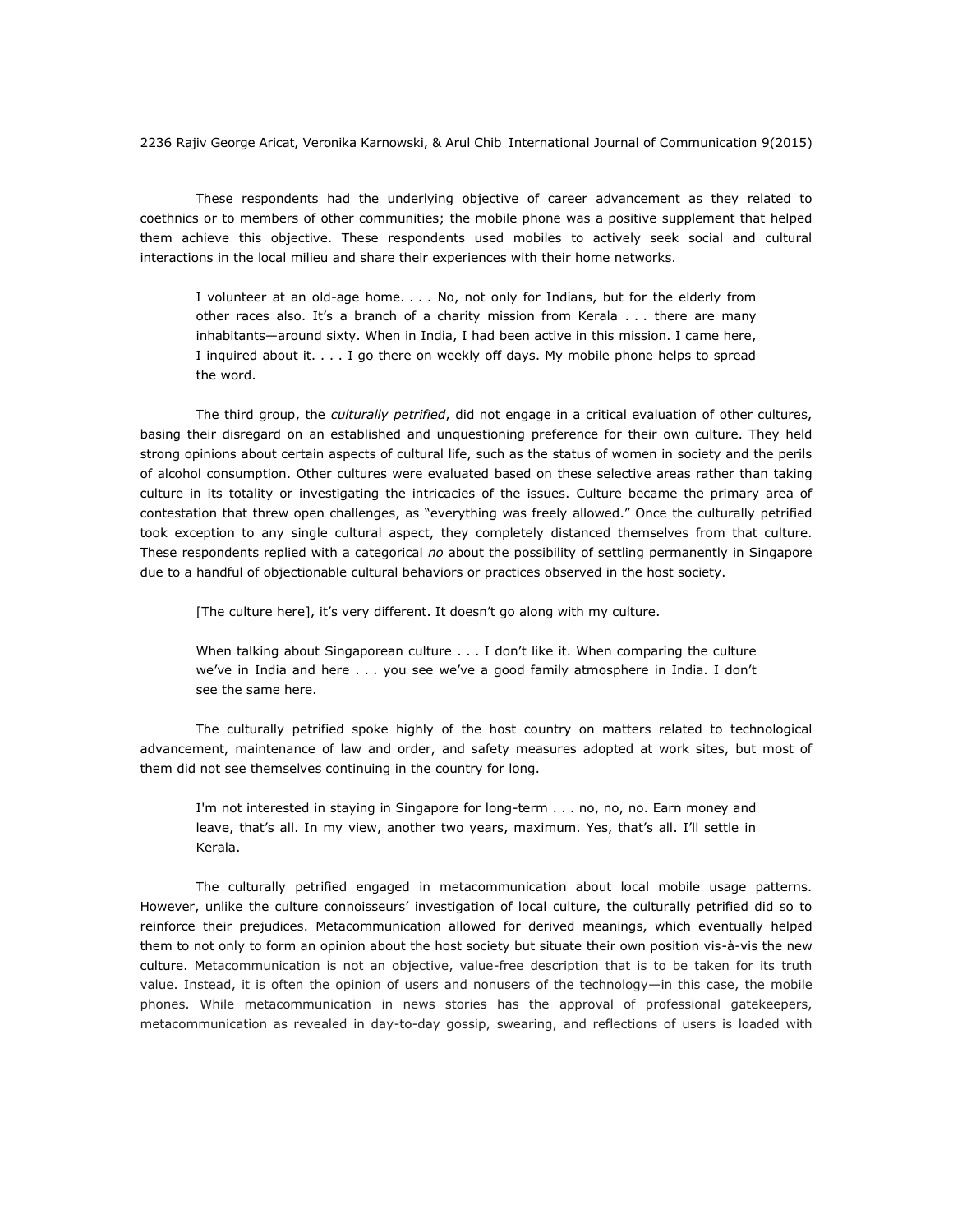These respondents had the underlying objective of career advancement as they related to coethnics or to members of other communities; the mobile phone was a positive supplement that helped them achieve this objective. These respondents used mobiles to actively seek social and cultural interactions in the local milieu and share their experiences with their home networks.

> I volunteer at an old-age home. . . . No, not only for Indians, but for the elderly from other races also. It's a branch of a charity mission from Kerala . . . there are many inhabitants—around sixty. When in India, I had been active in this mission. I came here, I inquired about it. . . . I go there on weekly off days. My mobile phone helps to spread the word.

The third group, the *culturally petrified*, did not engage in a critical evaluation of other cultures, basing their disregard on an established and unquestioning preference for their own culture. They held strong opinions about certain aspects of cultural life, such as the status of women in society and the perils of alcohol consumption. Other cultures were evaluated based on these selective areas rather than taking culture in its totality or investigating the intricacies of the issues. Culture became the primary area of contestation that threw open challenges, as "everything was freely allowed." Once the culturally petrified took exception to any single cultural aspect, they completely distanced themselves from that culture. These respondents replied with a categorical *no* about the possibility of settling permanently in Singapore due to a handful of objectionable cultural behaviors or practices observed in the host society.

> [The culture here], it's very different. It doesn't go along with my culture.

> When talking about Singaporean culture . . . I don't like it. When comparing the culture we've in India and here . . . you see we've a good family atmosphere in India. I don't see the same here.

The culturally petrified spoke highly of the host country on matters related to technological advancement, maintenance of law and order, and safety measures adopted at work sites, but most of them did not see themselves continuing in the country for long.

> I'm not interested in staying in Singapore for long-term . . . no, no, no. Earn money and leave, that's all. In my view, another two years, maximum. Yes, that's all. I'll settle in Kerala.

The culturally petrified engaged in metacommunication about local mobile usage patterns. However, unlike the culture connoisseurs' investigation of local culture, the culturally petrified did so to reinforce their prejudices. Metacommunication allowed for derived meanings, which eventually helped them to not only to form an opinion about the host society but situate their own position vis-à-vis the new culture. Metacommunication is not an objective, value-free description that is to be taken for its truth value. Instead, it is often the opinion of users and nonusers of the technology—in this case, the mobile phones. While metacommunication in news stories has the approval of professional gatekeepers, metacommunication as revealed in day-to-day gossip, swearing, and reflections of users is loaded with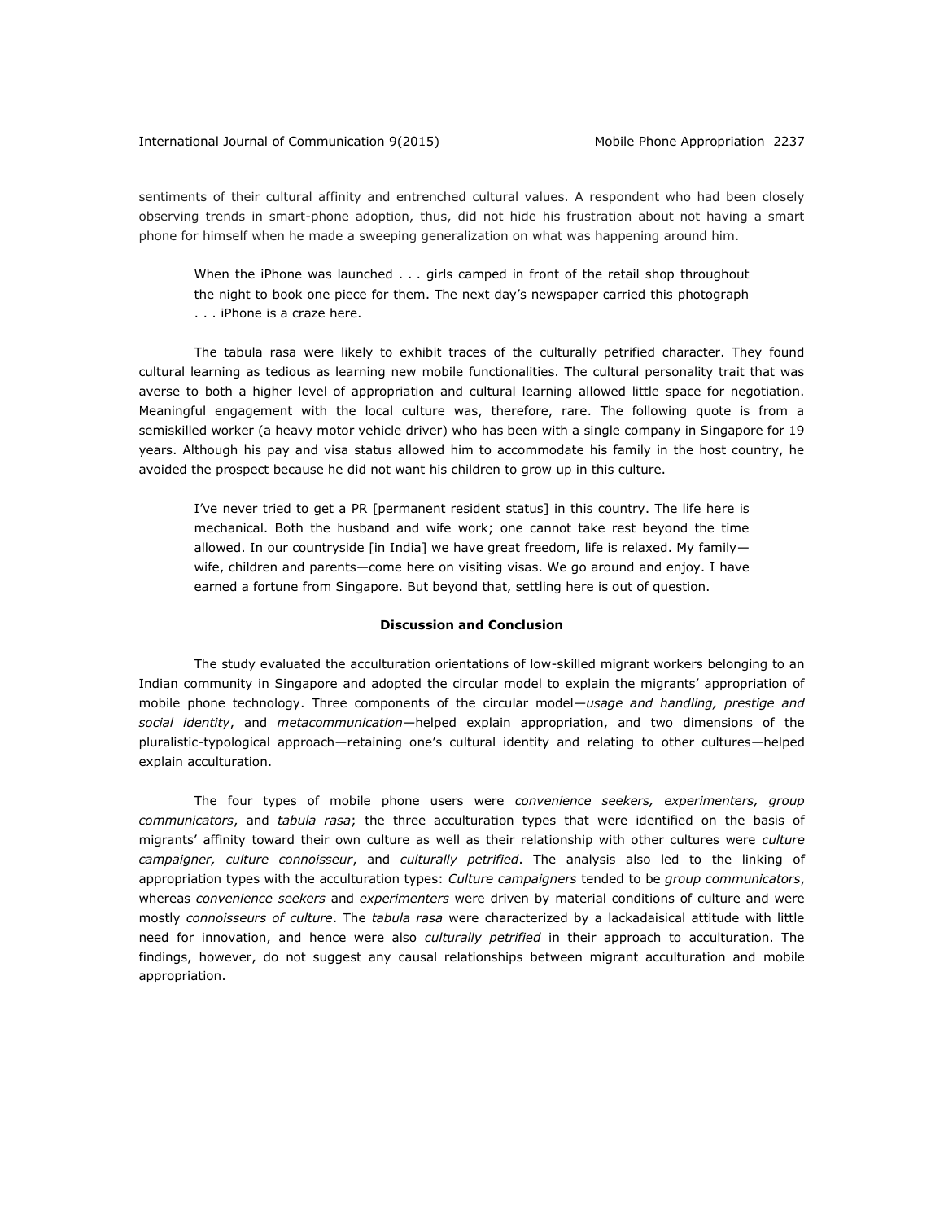sentiments of their cultural affinity and entrenched cultural values. A respondent who had been closely observing trends in smart-phone adoption, thus, did not hide his frustration about not having a smart phone for himself when he made a sweeping generalization on what was happening around him.

> When the iPhone was launched . . . girls camped in front of the retail shop throughout the night to book one piece for them. The next day's newspaper carried this photograph . . . iPhone is a craze here.

The tabula rasa were likely to exhibit traces of the culturally petrified character. They found cultural learning as tedious as learning new mobile functionalities. The cultural personality trait that was averse to both a higher level of appropriation and cultural learning allowed little space for negotiation. Meaningful engagement with the local culture was, therefore, rare. The following quote is from a semiskilled worker (a heavy motor vehicle driver) who has been with a single company in Singapore for 19 years. Although his pay and visa status allowed him to accommodate his family in the host country, he avoided the prospect because he did not want his children to grow up in this culture.

> I've never tried to get a PR [permanent resident status] in this country. The life here is mechanical. Both the husband and wife work; one cannot take rest beyond the time allowed. In our countryside [in India] we have great freedom, life is relaxed. My family—wife, children and parents—come here on visiting visas. We go around and enjoy. I have earned a fortune from Singapore. But beyond that, settling here is out of question.

## Discussion and Conclusion

The study evaluated the acculturation orientations of low-skilled migrant workers belonging to an Indian community in Singapore and adopted the circular model to explain the migrants' appropriation of mobile phone technology. Three components of the circular model—*usage and handling, prestige and social identity*, and *metacommunication*—helped explain appropriation, and two dimensions of the pluralistic-typological approach—retaining one's cultural identity and relating to other cultures—helped explain acculturation.

The four types of mobile phone users were *convenience seekers, experimenters, group communicators*, and *tabula rasa*; the three acculturation types that were identified on the basis of migrants' affinity toward their own culture as well as their relationship with other cultures were *culture campaigner, culture connoisseur*, and *culturally petrified*. The analysis also led to the linking of appropriation types with the acculturation types: *Culture campaigners* tended to be *group communicators*, whereas *convenience seekers* and *experimenters* were driven by material conditions of culture and were mostly *connoisseurs of culture*. The *tabula rasa* were characterized by a lackadaisical attitude with little need for innovation, and hence were also *culturally petrified* in their approach to acculturation. The findings, however, do not suggest any causal relationships between migrant acculturation and mobile appropriation.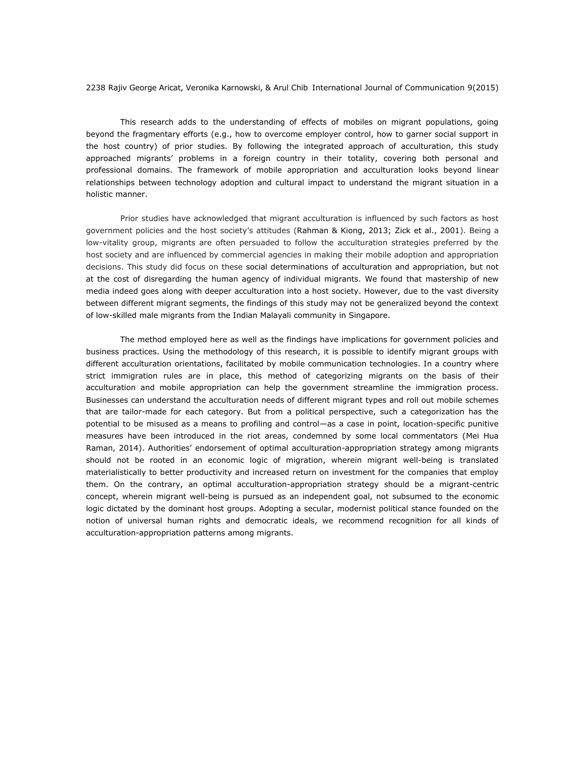This research adds to the understanding of effects of mobiles on migrant populations, going beyond the fragmentary efforts (e.g., how to overcome employer control, how to garner social support in the host country) of prior studies. By following the integrated approach of acculturation, this study approached migrants' problems in a foreign country in their totality, covering both personal and professional domains. The framework of mobile appropriation and acculturation looks beyond linear relationships between technology adoption and cultural impact to understand the migrant situation in a holistic manner.

Prior studies have acknowledged that migrant acculturation is influenced by such factors as host government policies and the host society's attitudes (Rahman & Kiong, 2013; Zick et al., 2001). Being a low-vitality group, migrants are often persuaded to follow the acculturation strategies preferred by the host society and are influenced by commercial agencies in making their mobile adoption and appropriation decisions. This study did focus on these social determinations of acculturation and appropriation, but not at the cost of disregarding the human agency of individual migrants. We found that mastership of new media indeed goes along with deeper acculturation into a host society. However, due to the vast diversity between different migrant segments, the findings of this study may not be generalized beyond the context of low-skilled male migrants from the Indian Malayali community in Singapore.

The method employed here as well as the findings have implications for government policies and business practices. Using the methodology of this research, it is possible to identify migrant groups with different acculturation orientations, facilitated by mobile communication technologies. In a country where strict immigration rules are in place, this method of categorizing migrants on the basis of their acculturation and mobile appropriation can help the government streamline the immigration process. Businesses can understand the acculturation needs of different migrant types and roll out mobile schemes that are tailor-made for each category. But from a political perspective, such a categorization has the potential to be misused as a means to profiling and control—as a case in point, location-specific punitive measures have been introduced in the riot areas, condemned by some local commentators (Mei Hua Raman, 2014). Authorities' endorsement of optimal acculturation-appropriation strategy among migrants should not be rooted in an economic logic of migration, wherein migrant well-being is translated materialistically to better productivity and increased return on investment for the companies that employ them. On the contrary, an optimal acculturation-appropriation strategy should be a migrant-centric concept, wherein migrant well-being is pursued as an independent goal, not subsumed to the economic logic dictated by the dominant host groups. Adopting a secular, modernist political stance founded on the notion of universal human rights and democratic ideals, we recommend recognition for all kinds of acculturation-appropriation patterns among migrants.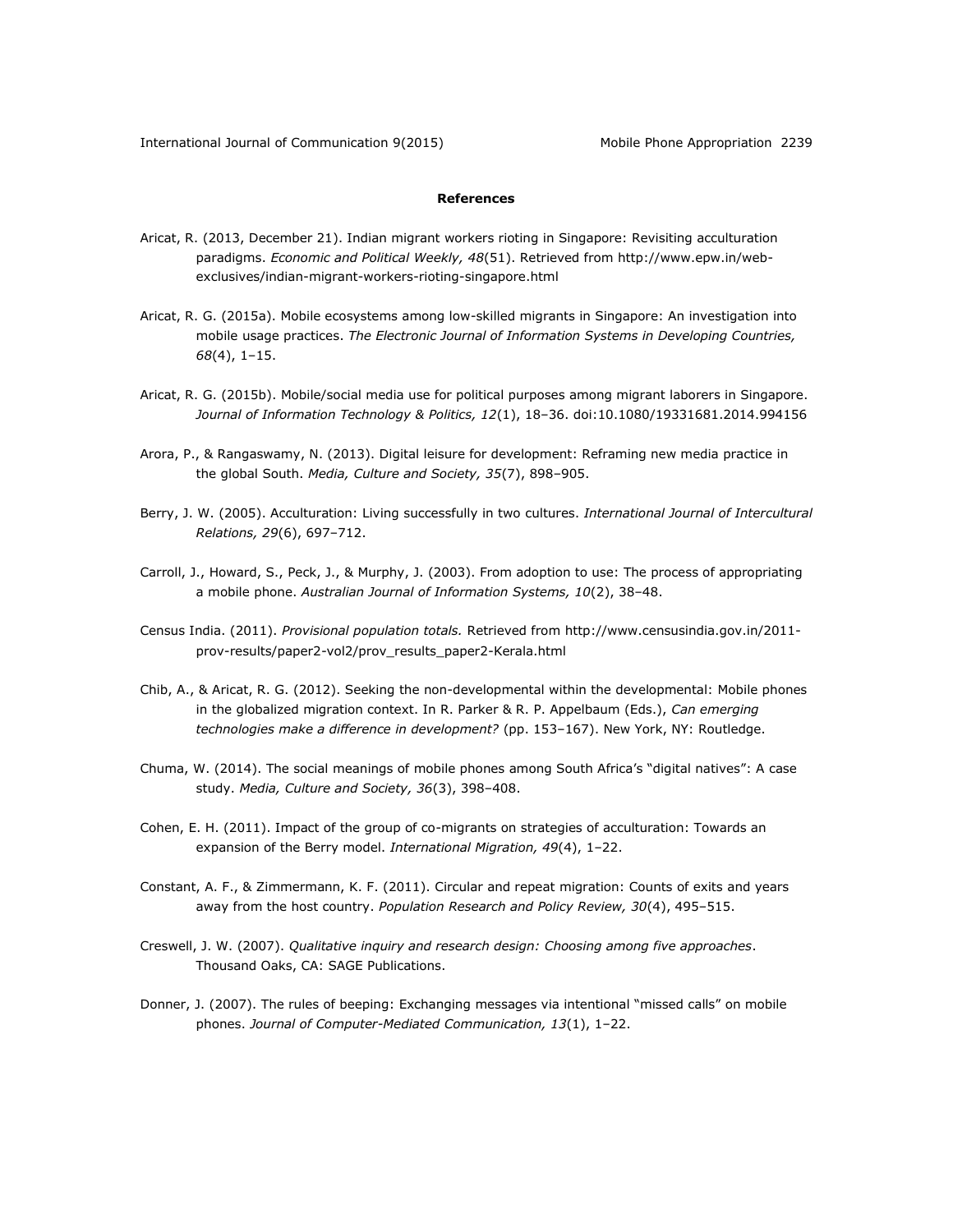**References**

Aricat, R. (2013, December 21). Indian migrant workers rioting in Singapore: Revisiting acculturation paradigms. *Economic and Political Weekly, 48*(51). Retrieved from http://www.epw.in/web-exclusives/indian-migrant-workers-rioting-singapore.html

Aricat, R. G. (2015a). Mobile ecosystems among low-skilled migrants in Singapore: An investigation into mobile usage practices. *The Electronic Journal of Information Systems in Developing Countries, 68*(4), 1–15.

Aricat, R. G. (2015b). Mobile/social media use for political purposes among migrant laborers in Singapore. *Journal of Information Technology & Politics, 12*(1), 18–36. doi:10.1080/19331681.2014.994156

Arora, P., & Rangaswamy, N. (2013). Digital leisure for development: Reframing new media practice in the global South. *Media, Culture and Society, 35*(7), 898–905.

Berry, J. W. (2005). Acculturation: Living successfully in two cultures. *International Journal of Intercultural Relations, 29*(6), 697–712.

Carroll, J., Howard, S., Peck, J., & Murphy, J. (2003). From adoption to use: The process of appropriating a mobile phone. *Australian Journal of Information Systems, 10*(2), 38–48.

Census India. (2011). *Provisional population totals.* Retrieved from http://www.censusindia.gov.in/2011-prov-results/paper2-vol2/prov_results_paper2-Kerala.html

Chib, A., & Aricat, R. G. (2012). Seeking the non-developmental within the developmental: Mobile phones in the globalized migration context. In R. Parker & R. P. Appelbaum (Eds.), *Can emerging technologies make a difference in development?* (pp. 153–167). New York, NY: Routledge.

Chuma, W. (2014). The social meanings of mobile phones among South Africa's "digital natives": A case study. *Media, Culture and Society, 36*(3), 398–408.

Cohen, E. H. (2011). Impact of the group of co-migrants on strategies of acculturation: Towards an expansion of the Berry model. *International Migration, 49*(4), 1–22.

Constant, A. F., & Zimmermann, K. F. (2011). Circular and repeat migration: Counts of exits and years away from the host country. *Population Research and Policy Review, 30*(4), 495–515.

Creswell, J. W. (2007). *Qualitative inquiry and research design: Choosing among five approaches*. Thousand Oaks, CA: SAGE Publications.

Donner, J. (2007). The rules of beeping: Exchanging messages via intentional "missed calls" on mobile phones. *Journal of Computer-Mediated Communication, 13*(1), 1–22.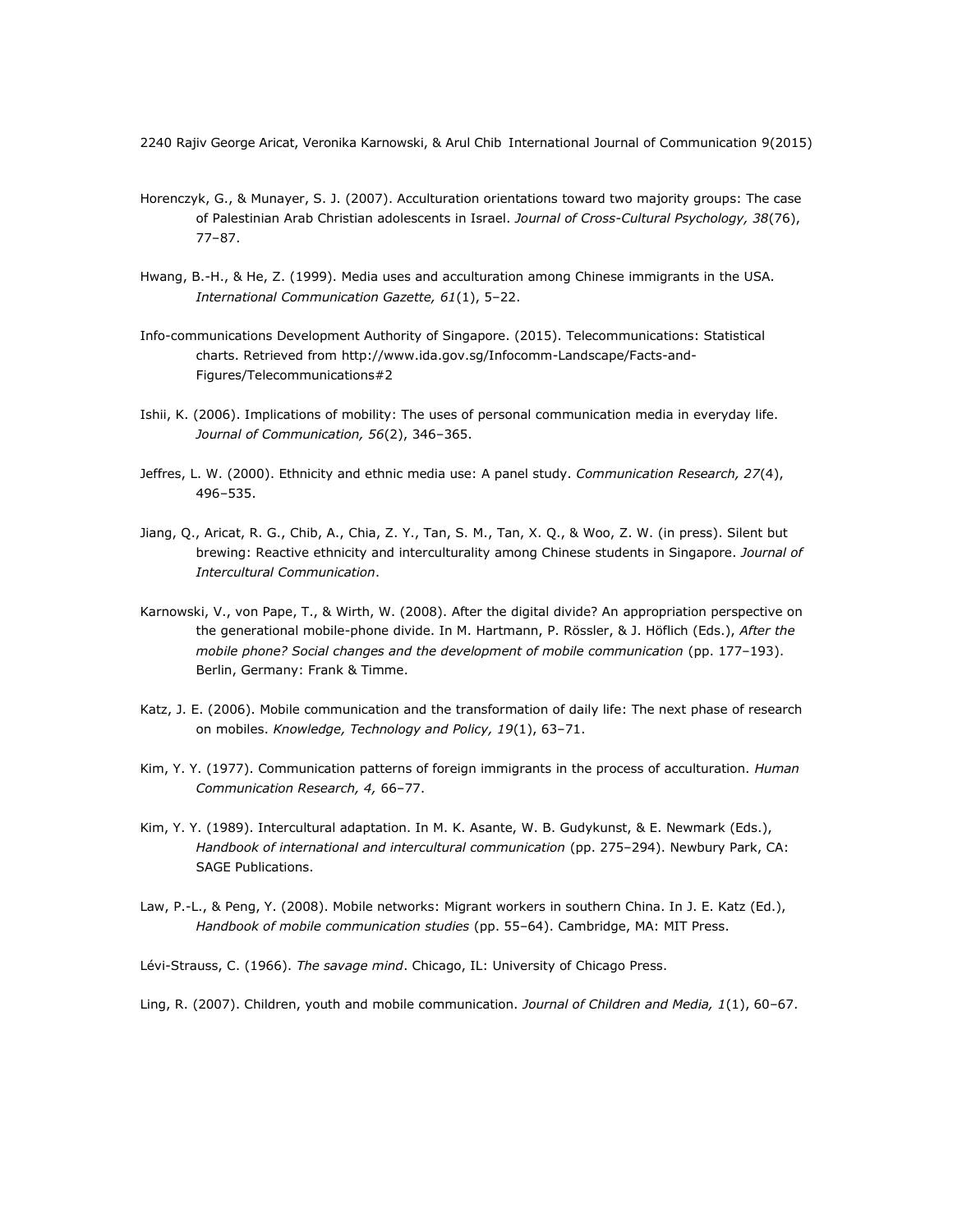Horenczyk, G., & Munayer, S. J. (2007). Acculturation orientations toward two majority groups: The case of Palestinian Arab Christian adolescents in Israel. *Journal of Cross-Cultural Psychology, 38*(76), 77–87.

Hwang, B.-H., & He, Z. (1999). Media uses and acculturation among Chinese immigrants in the USA. *International Communication Gazette, 61*(1), 5–22.

Info-communications Development Authority of Singapore. (2015). Telecommunications: Statistical charts. Retrieved from http://www.ida.gov.sg/Infocomm-Landscape/Facts-and-Figures/Telecommunications#2

Ishii, K. (2006). Implications of mobility: The uses of personal communication media in everyday life. *Journal of Communication, 56*(2), 346–365.

Jeffres, L. W. (2000). Ethnicity and ethnic media use: A panel study. *Communication Research, 27*(4), 496–535.

Jiang, Q., Aricat, R. G., Chib, A., Chia, Z. Y., Tan, S. M., Tan, X. Q., & Woo, Z. W. (in press). Silent but brewing: Reactive ethnicity and interculturality among Chinese students in Singapore. *Journal of Intercultural Communication*.

Karnowski, V., von Pape, T., & Wirth, W. (2008). After the digital divide? An appropriation perspective on the generational mobile-phone divide. In M. Hartmann, P. Rössler, & J. Höflich (Eds.), *After the mobile phone? Social changes and the development of mobile communication* (pp. 177–193). Berlin, Germany: Frank & Timme.

Katz, J. E. (2006). Mobile communication and the transformation of daily life: The next phase of research on mobiles. *Knowledge, Technology and Policy, 19*(1), 63–71.

Kim, Y. Y. (1977). Communication patterns of foreign immigrants in the process of acculturation. *Human Communication Research, 4,* 66–77.

Kim, Y. Y. (1989). Intercultural adaptation. In M. K. Asante, W. B. Gudykunst, & E. Newmark (Eds.), *Handbook of international and intercultural communication* (pp. 275–294). Newbury Park, CA: SAGE Publications.

Law, P.-L., & Peng, Y. (2008). Mobile networks: Migrant workers in southern China. In J. E. Katz (Ed.), *Handbook of mobile communication studies* (pp. 55–64). Cambridge, MA: MIT Press.

Lévi-Strauss, C. (1966). *The savage mind*. Chicago, IL: University of Chicago Press.

Ling, R. (2007). Children, youth and mobile communication. *Journal of Children and Media, 1*(1), 60–67.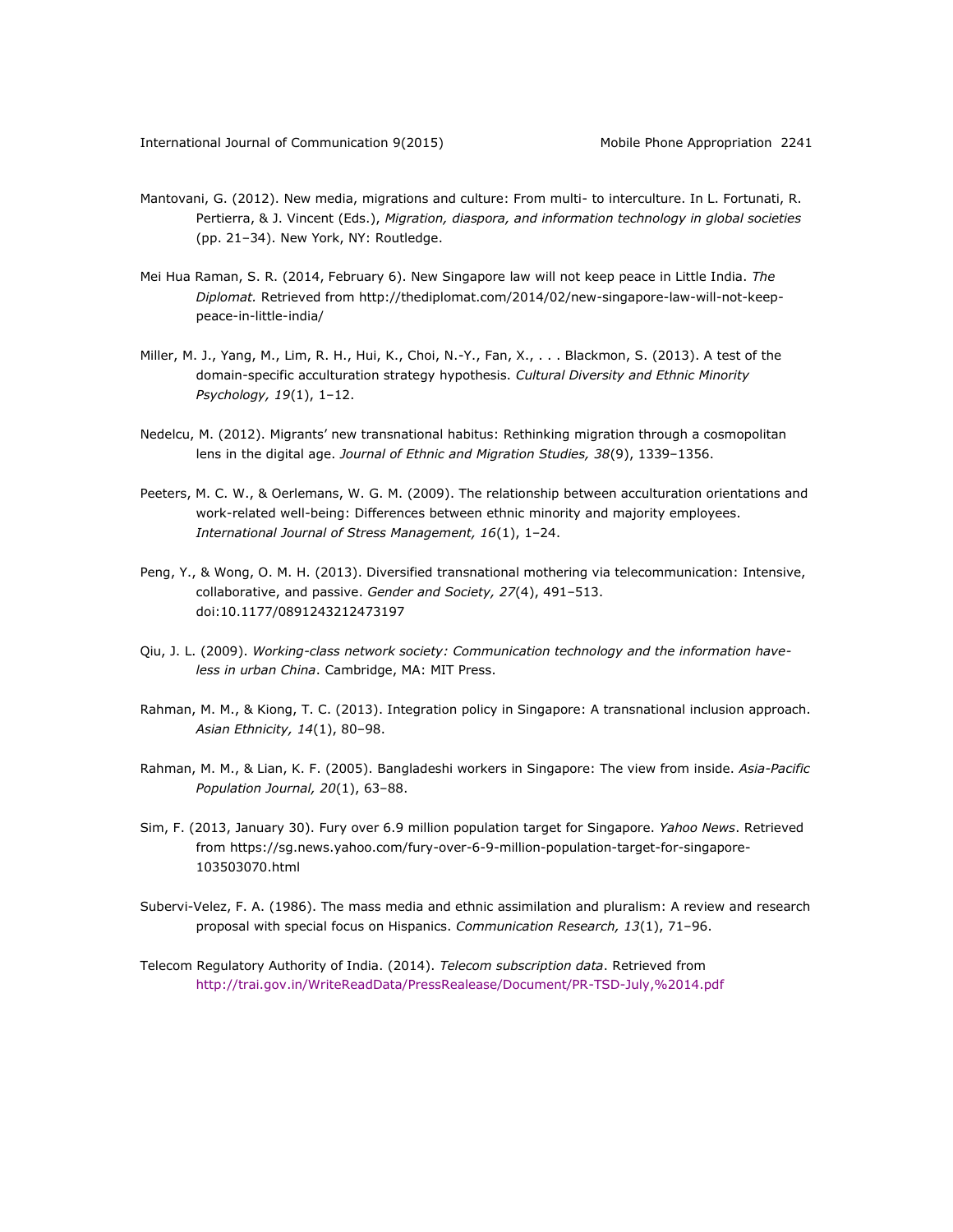Mantovani, G. (2012). New media, migrations and culture: From multi- to interculture. In L. Fortunati, R. Pertierra, & J. Vincent (Eds.), *Migration, diaspora, and information technology in global societies* (pp. 21–34). New York, NY: Routledge.

Mei Hua Raman, S. R. (2014, February 6). New Singapore law will not keep peace in Little India. *The Diplomat.* Retrieved from http://thediplomat.com/2014/02/new-singapore-law-will-not-keep-peace-in-little-india/

Miller, M. J., Yang, M., Lim, R. H., Hui, K., Choi, N.-Y., Fan, X., . . . Blackmon, S. (2013). A test of the domain-specific acculturation strategy hypothesis. *Cultural Diversity and Ethnic Minority Psychology, 19*(1), 1–12.

Nedelcu, M. (2012). Migrants' new transnational habitus: Rethinking migration through a cosmopolitan lens in the digital age. *Journal of Ethnic and Migration Studies, 38*(9), 1339–1356.

Peeters, M. C. W., & Oerlemans, W. G. M. (2009). The relationship between acculturation orientations and work-related well-being: Differences between ethnic minority and majority employees. *International Journal of Stress Management, 16*(1), 1–24.

Peng, Y., & Wong, O. M. H. (2013). Diversified transnational mothering via telecommunication: Intensive, collaborative, and passive. *Gender and Society, 27*(4), 491–513. doi:10.1177/0891243212473197

Qiu, J. L. (2009). *Working-class network society: Communication technology and the information have-less in urban China*. Cambridge, MA: MIT Press.

Rahman, M. M., & Kiong, T. C. (2013). Integration policy in Singapore: A transnational inclusion approach. *Asian Ethnicity, 14*(1), 80–98.

Rahman, M. M., & Lian, K. F. (2005). Bangladeshi workers in Singapore: The view from inside. *Asia-Pacific Population Journal, 20*(1), 63–88.

Sim, F. (2013, January 30). Fury over 6.9 million population target for Singapore. *Yahoo News*. Retrieved from https://sg.news.yahoo.com/fury-over-6-9-million-population-target-for-singapore-103503070.html

Subervi-Velez, F. A. (1986). The mass media and ethnic assimilation and pluralism: A review and research proposal with special focus on Hispanics. *Communication Research, 13*(1), 71–96.

Telecom Regulatory Authority of India. (2014). *Telecom subscription data*. Retrieved from http://trai.gov.in/WriteReadData/PressRealease/Document/PR-TSD-July,%2014.pdf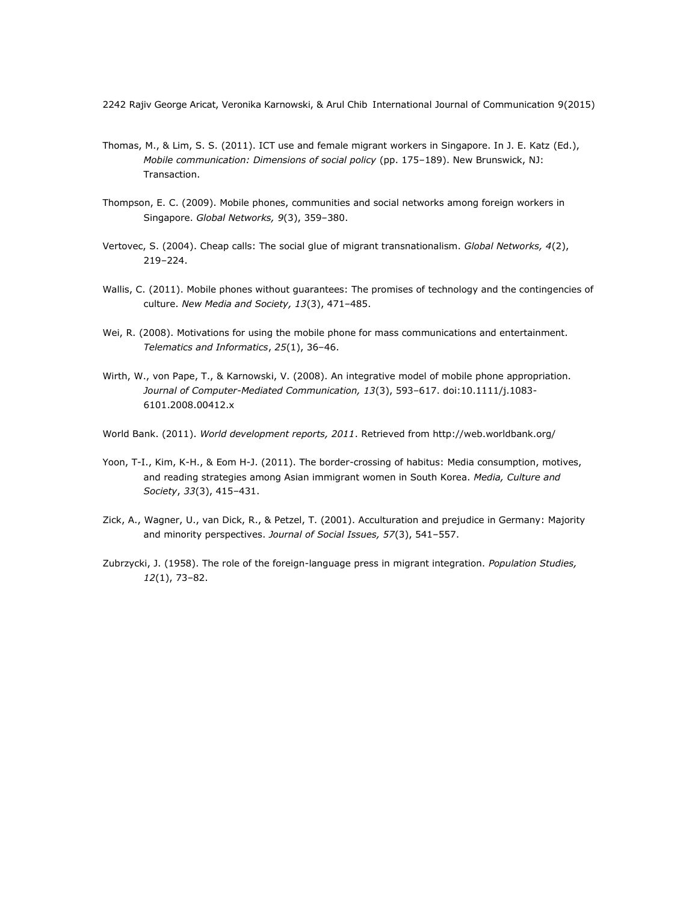Thomas, M., & Lim, S. S. (2011). ICT use and female migrant workers in Singapore. In J. E. Katz (Ed.), *Mobile communication: Dimensions of social policy* (pp. 175–189). New Brunswick, NJ: Transaction.

Thompson, E. C. (2009). Mobile phones, communities and social networks among foreign workers in Singapore. *Global Networks, 9*(3), 359–380.

Vertovec, S. (2004). Cheap calls: The social glue of migrant transnationalism. *Global Networks, 4*(2), 219–224.

Wallis, C. (2011). Mobile phones without guarantees: The promises of technology and the contingencies of culture. *New Media and Society, 13*(3), 471–485.

Wei, R. (2008). Motivations for using the mobile phone for mass communications and entertainment. *Telematics and Informatics*, *25*(1), 36–46.

Wirth, W., von Pape, T., & Karnowski, V. (2008). An integrative model of mobile phone appropriation. *Journal of Computer-Mediated Communication, 13*(3), 593–617. doi:10.1111/j.1083-6101.2008.00412.x

World Bank. (2011). *World development reports, 2011*. Retrieved from http://web.worldbank.org/

Yoon, T-I., Kim, K-H., & Eom H-J. (2011). The border-crossing of habitus: Media consumption, motives, and reading strategies among Asian immigrant women in South Korea. *Media, Culture and Society*, *33*(3), 415–431.

Zick, A., Wagner, U., van Dick, R., & Petzel, T. (2001). Acculturation and prejudice in Germany: Majority and minority perspectives. *Journal of Social Issues, 57*(3), 541–557.

Zubrzycki, J. (1958). The role of the foreign-language press in migrant integration. *Population Studies, 12*(1), 73–82.